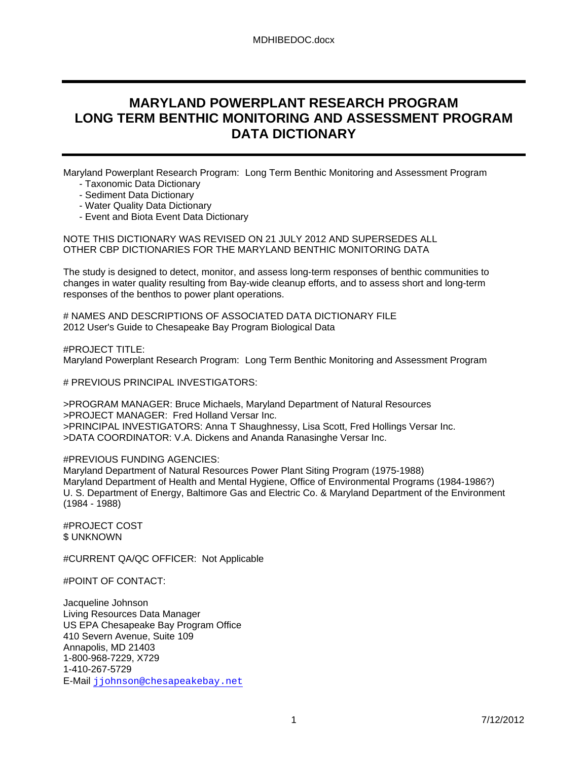# MARYLAND POWERPLANT RESEARCH PROGRAM
# LONG TERM BENTHIC MONITORING AND ASSESSMENT PROGRAM
# DATA DICTIONARY

Maryland Powerplant Research Program: Long Term Benthic Monitoring and Assessment Program
- Taxonomic Data Dictionary
- Sediment Data Dictionary
- Water Quality Data Dictionary
- Event and Biota Event Data Dictionary

NOTE THIS DICTIONARY WAS REVISED ON 21 JULY 2012 AND SUPERSEDES ALL OTHER CBP DICTIONARIES FOR THE MARYLAND BENTHIC MONITORING DATA

The study is designed to detect, monitor, and assess long-term responses of benthic communities to changes in water quality resulting from Bay-wide cleanup efforts, and to assess short and long-term responses of the benthos to power plant operations.

# NAMES AND DESCRIPTIONS OF ASSOCIATED DATA DICTIONARY FILE
2012 User's Guide to Chesapeake Bay Program Biological Data

#PROJECT TITLE:
Maryland Powerplant Research Program: Long Term Benthic Monitoring and Assessment Program

# PREVIOUS PRINCIPAL INVESTIGATORS:

>PROGRAM MANAGER: Bruce Michaels, Maryland Department of Natural Resources
>PROJECT MANAGER: Fred Holland Versar Inc.
>PRINCIPAL INVESTIGATORS: Anna T Shaughnessy, Lisa Scott, Fred Hollings Versar Inc.
>DATA COORDINATOR: V.A. Dickens and Ananda Ranasinghe Versar Inc.

#PREVIOUS FUNDING AGENCIES:
Maryland Department of Natural Resources Power Plant Siting Program (1975-1988)
Maryland Department of Health and Mental Hygiene, Office of Environmental Programs (1984-1986?)
U. S. Department of Energy, Baltimore Gas and Electric Co. & Maryland Department of the Environment (1984 - 1988)

#PROJECT COST
$ UNKNOWN

#CURRENT QA/QC OFFICER: Not Applicable

#POINT OF CONTACT:

Jacqueline Johnson
Living Resources Data Manager
US EPA Chesapeake Bay Program Office
410 Severn Avenue, Suite 109
Annapolis, MD 21403
1-800-968-7229, X729
1-410-267-5729
E-Mail jjohnson@chesapeakebay.net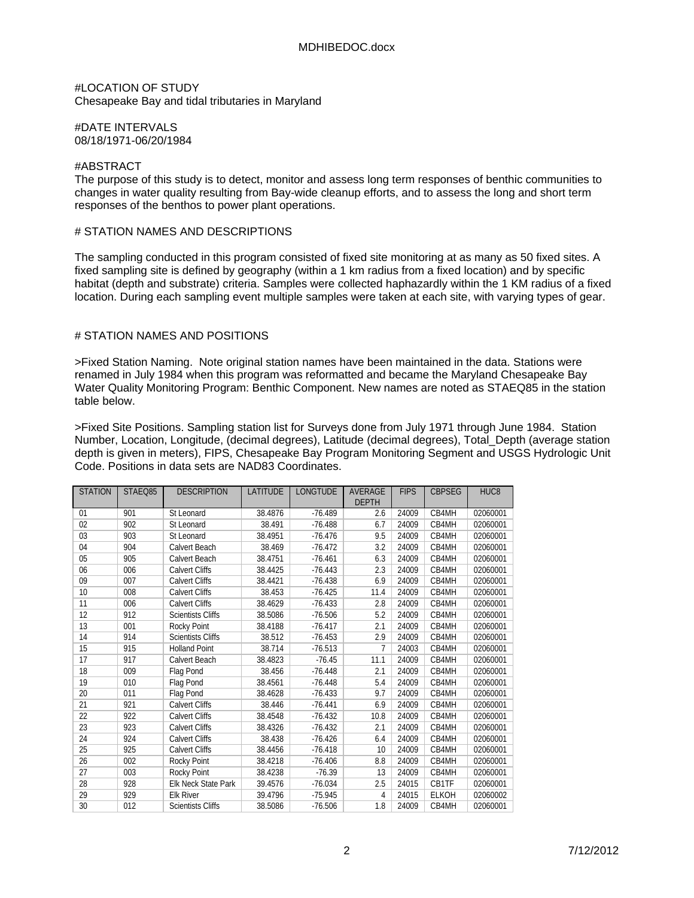#LOCATION OF STUDY
Chesapeake Bay and tidal tributaries in Maryland

#DATE INTERVALS
08/18/1971-06/20/1984

#ABSTRACT
The purpose of this study is to detect, monitor and assess long term responses of benthic communities to changes in water quality resulting from Bay-wide cleanup efforts, and to assess the long and short term responses of the benthos to power plant operations.

# STATION NAMES AND DESCRIPTIONS

The sampling conducted in this program consisted of fixed site monitoring at as many as 50 fixed sites. A fixed sampling site is defined by geography (within a 1 km radius from a fixed location) and by specific habitat (depth and substrate) criteria. Samples were collected haphazardly within the 1 KM radius of a fixed location. During each sampling event multiple samples were taken at each site, with varying types of gear.

# STATION NAMES AND POSITIONS

>Fixed Station Naming. Note original station names have been maintained in the data. Stations were renamed in July 1984 when this program was reformatted and became the Maryland Chesapeake Bay Water Quality Monitoring Program: Benthic Component. New names are noted as STAEQ85 in the station table below.

>Fixed Site Positions. Sampling station list for Surveys done from July 1971 through June 1984. Station Number, Location, Longitude, (decimal degrees), Latitude (decimal degrees), Total_Depth (average station depth is given in meters), FIPS, Chesapeake Bay Program Monitoring Segment and USGS Hydrologic Unit Code. Positions in data sets are NAD83 Coordinates.

| STATION | STAEQ85 | DESCRIPTION | LATITUDE | LONGTUDE | AVERAGE DEPTH | FIPS | CBPSEG | HUC8 |
|---|---|---|---|---|---|---|---|---|
| 01 | 901 | St Leonard | 38.4876 | -76.489 | 2.6 | 24009 | CB4MH | 02060001 |
| 02 | 902 | St Leonard | 38.491 | -76.488 | 6.7 | 24009 | CB4MH | 02060001 |
| 03 | 903 | St Leonard | 38.4951 | -76.476 | 9.5 | 24009 | CB4MH | 02060001 |
| 04 | 904 | Calvert Beach | 38.469 | -76.472 | 3.2 | 24009 | CB4MH | 02060001 |
| 05 | 905 | Calvert Beach | 38.4751 | -76.461 | 6.3 | 24009 | CB4MH | 02060001 |
| 06 | 006 | Calvert Cliffs | 38.4425 | -76.443 | 2.3 | 24009 | CB4MH | 02060001 |
| 09 | 007 | Calvert Cliffs | 38.4421 | -76.438 | 6.9 | 24009 | CB4MH | 02060001 |
| 10 | 008 | Calvert Cliffs | 38.453 | -76.425 | 11.4 | 24009 | CB4MH | 02060001 |
| 11 | 006 | Calvert Cliffs | 38.4629 | -76.433 | 2.8 | 24009 | CB4MH | 02060001 |
| 12 | 912 | Scientists Cliffs | 38.5086 | -76.506 | 5.2 | 24009 | CB4MH | 02060001 |
| 13 | 001 | Rocky Point | 38.4188 | -76.417 | 2.1 | 24009 | CB4MH | 02060001 |
| 14 | 914 | Scientists Cliffs | 38.512 | -76.453 | 2.9 | 24009 | CB4MH | 02060001 |
| 15 | 915 | Holland Point | 38.714 | -76.513 | 7 | 24003 | CB4MH | 02060001 |
| 17 | 917 | Calvert Beach | 38.4823 | -76.45 | 11.1 | 24009 | CB4MH | 02060001 |
| 18 | 009 | Flag Pond | 38.456 | -76.448 | 2.1 | 24009 | CB4MH | 02060001 |
| 19 | 010 | Flag Pond | 38.4561 | -76.448 | 5.4 | 24009 | CB4MH | 02060001 |
| 20 | 011 | Flag Pond | 38.4628 | -76.433 | 9.7 | 24009 | CB4MH | 02060001 |
| 21 | 921 | Calvert Cliffs | 38.446 | -76.441 | 6.9 | 24009 | CB4MH | 02060001 |
| 22 | 922 | Calvert Cliffs | 38.4548 | -76.432 | 10.8 | 24009 | CB4MH | 02060001 |
| 23 | 923 | Calvert Cliffs | 38.4326 | -76.432 | 2.1 | 24009 | CB4MH | 02060001 |
| 24 | 924 | Calvert Cliffs | 38.438 | -76.426 | 6.4 | 24009 | CB4MH | 02060001 |
| 25 | 925 | Calvert Cliffs | 38.4456 | -76.418 | 10 | 24009 | CB4MH | 02060001 |
| 26 | 002 | Rocky Point | 38.4218 | -76.406 | 8.8 | 24009 | CB4MH | 02060001 |
| 27 | 003 | Rocky Point | 38.4238 | -76.39 | 13 | 24009 | CB4MH | 02060001 |
| 28 | 928 | Elk Neck State Park | 39.4576 | -76.034 | 2.5 | 24015 | CB1TF | 02060001 |
| 29 | 929 | Elk River | 39.4796 | -75.945 | 4 | 24015 | ELKOH | 02060002 |
| 30 | 012 | Scientists Cliffs | 38.5086 | -76.506 | 1.8 | 24009 | CB4MH | 02060001 |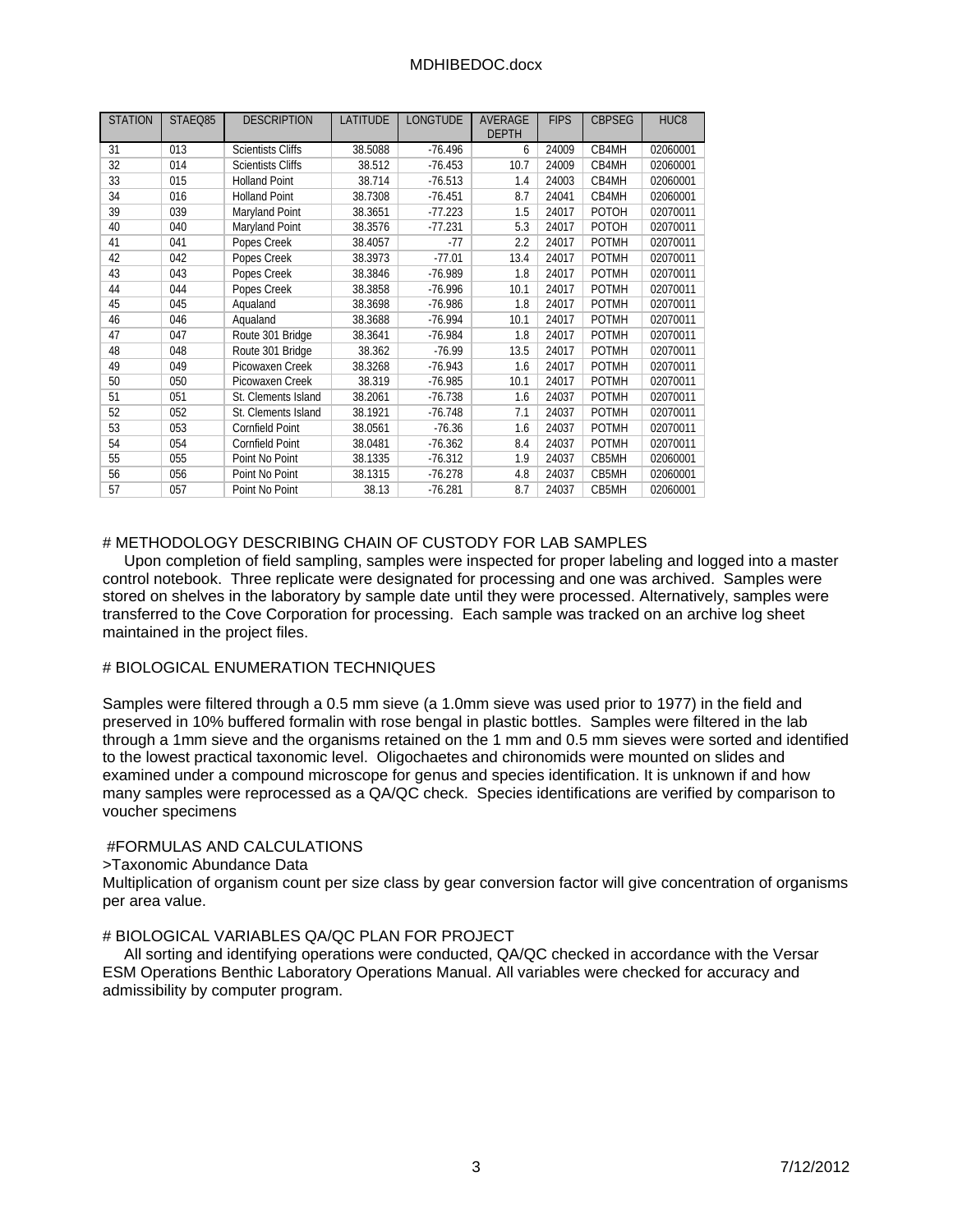| STATION | STAEQ85 | DESCRIPTION | LATITUDE | LONGTUDE | AVERAGE DEPTH | FIPS | CBPSEG | HUC8 |
|---|---|---|---|---|---|---|---|---|
| 31 | 013 | Scientists Cliffs | 38.5088 | -76.496 | 6 | 24009 | CB4MH | 02060001 |
| 32 | 014 | Scientists Cliffs | 38.512 | -76.453 | 10.7 | 24009 | CB4MH | 02060001 |
| 33 | 015 | Holland Point | 38.714 | -76.513 | 1.4 | 24003 | CB4MH | 02060001 |
| 34 | 016 | Holland Point | 38.7308 | -76.451 | 8.7 | 24041 | CB4MH | 02060001 |
| 39 | 039 | Maryland Point | 38.3651 | -77.223 | 1.5 | 24017 | POTOH | 02070011 |
| 40 | 040 | Maryland Point | 38.3576 | -77.231 | 5.3 | 24017 | POTOH | 02070011 |
| 41 | 041 | Popes Creek | 38.4057 | -77 | 2.2 | 24017 | POTMH | 02070011 |
| 42 | 042 | Popes Creek | 38.3973 | -77.01 | 13.4 | 24017 | POTMH | 02070011 |
| 43 | 043 | Popes Creek | 38.3846 | -76.989 | 1.8 | 24017 | POTMH | 02070011 |
| 44 | 044 | Popes Creek | 38.3858 | -76.996 | 10.1 | 24017 | POTMH | 02070011 |
| 45 | 045 | Aqualand | 38.3698 | -76.986 | 1.8 | 24017 | POTMH | 02070011 |
| 46 | 046 | Aqualand | 38.3688 | -76.994 | 10.1 | 24017 | POTMH | 02070011 |
| 47 | 047 | Route 301 Bridge | 38.3641 | -76.984 | 1.8 | 24017 | POTMH | 02070011 |
| 48 | 048 | Route 301 Bridge | 38.362 | -76.99 | 13.5 | 24017 | POTMH | 02070011 |
| 49 | 049 | Picowaxen Creek | 38.3268 | -76.943 | 1.6 | 24017 | POTMH | 02070011 |
| 50 | 050 | Picowaxen Creek | 38.319 | -76.985 | 10.1 | 24017 | POTMH | 02070011 |
| 51 | 051 | St. Clements Island | 38.2061 | -76.738 | 1.6 | 24037 | POTMH | 02070011 |
| 52 | 052 | St. Clements Island | 38.1921 | -76.748 | 7.1 | 24037 | POTMH | 02070011 |
| 53 | 053 | Cornfield Point | 38.0561 | -76.36 | 1.6 | 24037 | POTMH | 02070011 |
| 54 | 054 | Cornfield Point | 38.0481 | -76.362 | 8.4 | 24037 | POTMH | 02070011 |
| 55 | 055 | Point No Point | 38.1335 | -76.312 | 1.9 | 24037 | CB5MH | 02060001 |
| 56 | 056 | Point No Point | 38.1315 | -76.278 | 4.8 | 24037 | CB5MH | 02060001 |
| 57 | 057 | Point No Point | 38.13 | -76.281 | 8.7 | 24037 | CB5MH | 02060001 |

# METHODOLOGY DESCRIBING CHAIN OF CUSTODY FOR LAB SAMPLES

Upon completion of field sampling, samples were inspected for proper labeling and logged into a master control notebook. Three replicate were designated for processing and one was archived. Samples were stored on shelves in the laboratory by sample date until they were processed. Alternatively, samples were transferred to the Cove Corporation for processing. Each sample was tracked on an archive log sheet maintained in the project files.

# BIOLOGICAL ENUMERATION TECHNIQUES

Samples were filtered through a 0.5 mm sieve (a 1.0mm sieve was used prior to 1977) in the field and preserved in 10% buffered formalin with rose bengal in plastic bottles. Samples were filtered in the lab through a 1mm sieve and the organisms retained on the 1 mm and 0.5 mm sieves were sorted and identified to the lowest practical taxonomic level. Oligochaetes and chironomids were mounted on slides and examined under a compound microscope for genus and species identification. It is unknown if and how many samples were reprocessed as a QA/QC check. Species identifications are verified by comparison to voucher specimens

# FORMULAS AND CALCULATIONS

>Taxonomic Abundance Data

Multiplication of organism count per size class by gear conversion factor will give concentration of organisms per area value.

# BIOLOGICAL VARIABLES QA/QC PLAN FOR PROJECT

All sorting and identifying operations were conducted, QA/QC checked in accordance with the Versar ESM Operations Benthic Laboratory Operations Manual. All variables were checked for accuracy and admissibility by computer program.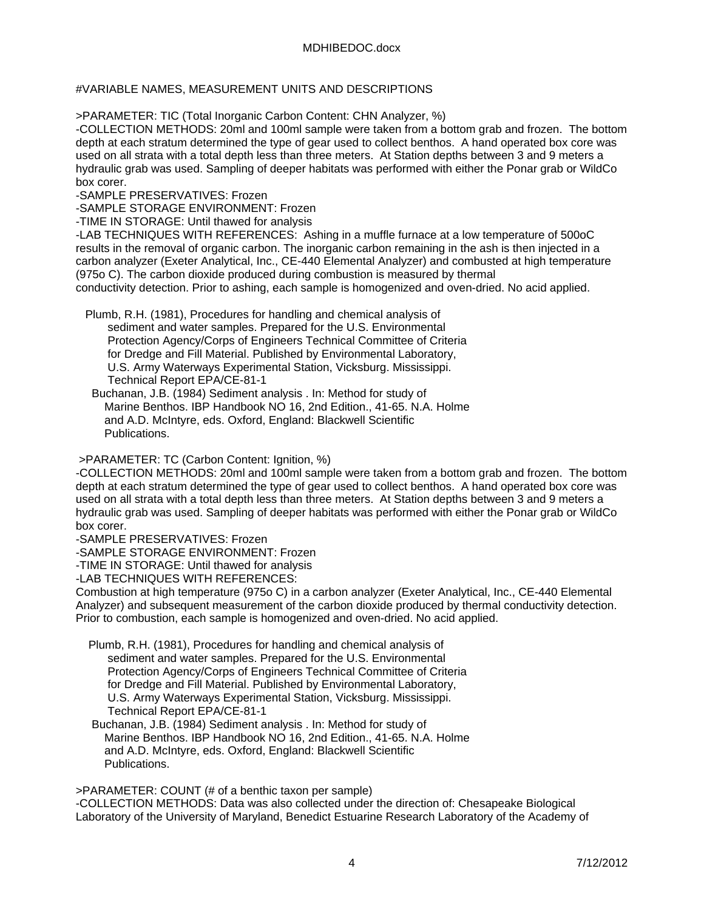#VARIABLE NAMES, MEASUREMENT UNITS AND DESCRIPTIONS

>PARAMETER: TIC (Total Inorganic Carbon Content: CHN Analyzer, %)
-COLLECTION METHODS: 20ml and 100ml sample were taken from a bottom grab and frozen. The bottom depth at each stratum determined the type of gear used to collect benthos. A hand operated box core was used on all strata with a total depth less than three meters. At Station depths between 3 and 9 meters a hydraulic grab was used. Sampling of deeper habitats was performed with either the Ponar grab or WildCo box corer.
-SAMPLE PRESERVATIVES: Frozen
-SAMPLE STORAGE ENVIRONMENT: Frozen
-TIME IN STORAGE: Until thawed for analysis
-LAB TECHNIQUES WITH REFERENCES: Ashing in a muffle furnace at a low temperature of 500oC results in the removal of organic carbon. The inorganic carbon remaining in the ash is then injected in a carbon analyzer (Exeter Analytical, Inc., CE-440 Elemental Analyzer) and combusted at high temperature (975o C). The carbon dioxide produced during combustion is measured by thermal conductivity detection. Prior to ashing, each sample is homogenized and oven-dried. No acid applied.

Plumb, R.H. (1981), Procedures for handling and chemical analysis of sediment and water samples. Prepared for the U.S. Environmental Protection Agency/Corps of Engineers Technical Committee of Criteria for Dredge and Fill Material. Published by Environmental Laboratory, U.S. Army Waterways Experimental Station, Vicksburg. Mississippi. Technical Report EPA/CE-81-1

Buchanan, J.B. (1984) Sediment analysis . In: Method for study of Marine Benthos. IBP Handbook NO 16, 2nd Edition., 41-65. N.A. Holme and A.D. McIntyre, eds. Oxford, England: Blackwell Scientific Publications.

>PARAMETER: TC (Carbon Content: Ignition, %)
-COLLECTION METHODS: 20ml and 100ml sample were taken from a bottom grab and frozen. The bottom depth at each stratum determined the type of gear used to collect benthos. A hand operated box core was used on all strata with a total depth less than three meters. At Station depths between 3 and 9 meters a hydraulic grab was used. Sampling of deeper habitats was performed with either the Ponar grab or WildCo box corer.
-SAMPLE PRESERVATIVES: Frozen
-SAMPLE STORAGE ENVIRONMENT: Frozen
-TIME IN STORAGE: Until thawed for analysis
-LAB TECHNIQUES WITH REFERENCES:
Combustion at high temperature (975o C) in a carbon analyzer (Exeter Analytical, Inc., CE-440 Elemental Analyzer) and subsequent measurement of the carbon dioxide produced by thermal conductivity detection. Prior to combustion, each sample is homogenized and oven-dried. No acid applied.

Plumb, R.H. (1981), Procedures for handling and chemical analysis of sediment and water samples. Prepared for the U.S. Environmental Protection Agency/Corps of Engineers Technical Committee of Criteria for Dredge and Fill Material. Published by Environmental Laboratory, U.S. Army Waterways Experimental Station, Vicksburg. Mississippi. Technical Report EPA/CE-81-1

Buchanan, J.B. (1984) Sediment analysis . In: Method for study of Marine Benthos. IBP Handbook NO 16, 2nd Edition., 41-65. N.A. Holme and A.D. McIntyre, eds. Oxford, England: Blackwell Scientific Publications.

>PARAMETER: COUNT (# of a benthic taxon per sample)
-COLLECTION METHODS: Data was also collected under the direction of: Chesapeake Biological Laboratory of the University of Maryland, Benedict Estuarine Research Laboratory of the Academy of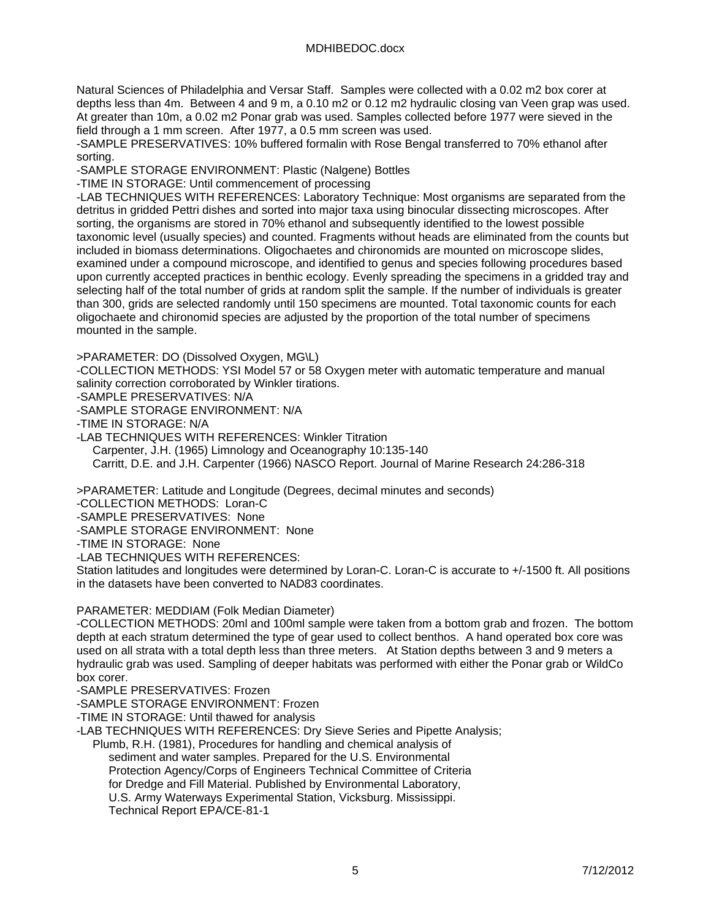Natural Sciences of Philadelphia and Versar Staff. Samples were collected with a 0.02 m2 box corer at depths less than 4m. Between 4 and 9 m, a 0.10 m2 or 0.12 m2 hydraulic closing van Veen grap was used. At greater than 10m, a 0.02 m2 Ponar grab was used. Samples collected before 1977 were sieved in the field through a 1 mm screen. After 1977, a 0.5 mm screen was used.

-SAMPLE PRESERVATIVES: 10% buffered formalin with Rose Bengal transferred to 70% ethanol after sorting.

-SAMPLE STORAGE ENVIRONMENT: Plastic (Nalgene) Bottles

-TIME IN STORAGE: Until commencement of processing

-LAB TECHNIQUES WITH REFERENCES: Laboratory Technique: Most organisms are separated from the detritus in gridded Pettri dishes and sorted into major taxa using binocular dissecting microscopes. After sorting, the organisms are stored in 70% ethanol and subsequently identified to the lowest possible taxonomic level (usually species) and counted. Fragments without heads are eliminated from the counts but included in biomass determinations. Oligochaetes and chironomids are mounted on microscope slides, examined under a compound microscope, and identified to genus and species following procedures based upon currently accepted practices in benthic ecology. Evenly spreading the specimens in a gridded tray and selecting half of the total number of grids at random split the sample. If the number of individuals is greater than 300, grids are selected randomly until 150 specimens are mounted. Total taxonomic counts for each oligochaete and chironomid species are adjusted by the proportion of the total number of specimens mounted in the sample.

>PARAMETER: DO (Dissolved Oxygen, MG\L)

-COLLECTION METHODS: YSI Model 57 or 58 Oxygen meter with automatic temperature and manual salinity correction corroborated by Winkler tirations.

-SAMPLE PRESERVATIVES: N/A

-SAMPLE STORAGE ENVIRONMENT: N/A

-TIME IN STORAGE: N/A

-LAB TECHNIQUES WITH REFERENCES: Winkler Titration
  Carpenter, J.H. (1965) Limnology and Oceanography 10:135-140
  Carritt, D.E. and J.H. Carpenter (1966) NASCO Report. Journal of Marine Research 24:286-318

>PARAMETER: Latitude and Longitude (Degrees, decimal minutes and seconds)

-COLLECTION METHODS: Loran-C

-SAMPLE PRESERVATIVES: None

-SAMPLE STORAGE ENVIRONMENT: None

-TIME IN STORAGE: None

-LAB TECHNIQUES WITH REFERENCES:

Station latitudes and longitudes were determined by Loran-C. Loran-C is accurate to +/-1500 ft. All positions in the datasets have been converted to NAD83 coordinates.

PARAMETER: MEDDIAM (Folk Median Diameter)

-COLLECTION METHODS: 20ml and 100ml sample were taken from a bottom grab and frozen. The bottom depth at each stratum determined the type of gear used to collect benthos. A hand operated box core was used on all strata with a total depth less than three meters. At Station depths between 3 and 9 meters a hydraulic grab was used. Sampling of deeper habitats was performed with either the Ponar grab or WildCo box corer.

-SAMPLE PRESERVATIVES: Frozen

-SAMPLE STORAGE ENVIRONMENT: Frozen

-TIME IN STORAGE: Until thawed for analysis

-LAB TECHNIQUES WITH REFERENCES: Dry Sieve Series and Pipette Analysis;
  Plumb, R.H. (1981), Procedures for handling and chemical analysis of sediment and water samples. Prepared for the U.S. Environmental Protection Agency/Corps of Engineers Technical Committee of Criteria for Dredge and Fill Material. Published by Environmental Laboratory, U.S. Army Waterways Experimental Station, Vicksburg. Mississippi. Technical Report EPA/CE-81-1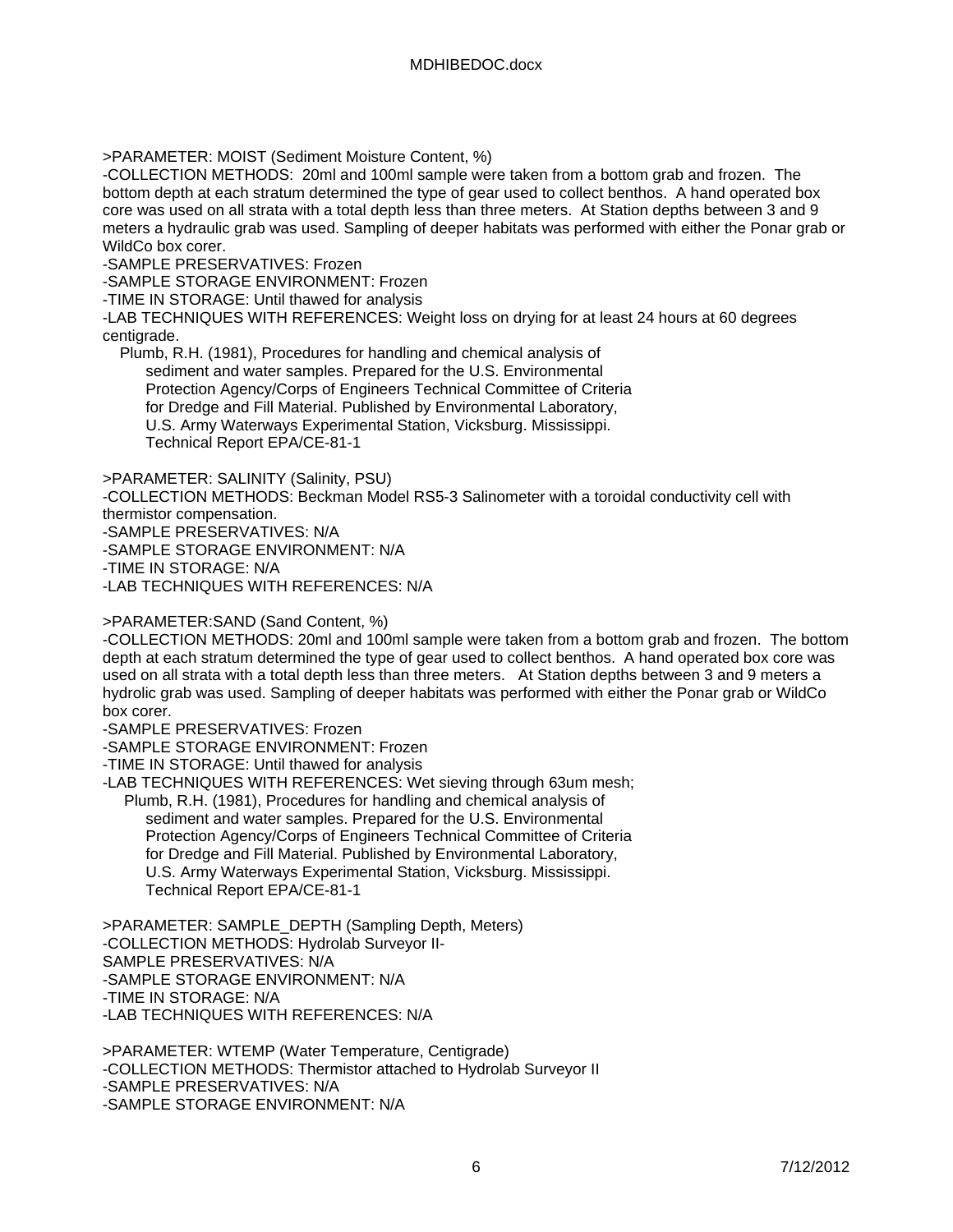>PARAMETER: MOIST (Sediment Moisture Content, %)
-COLLECTION METHODS: 20ml and 100ml sample were taken from a bottom grab and frozen. The bottom depth at each stratum determined the type of gear used to collect benthos. A hand operated box core was used on all strata with a total depth less than three meters. At Station depths between 3 and 9 meters a hydraulic grab was used. Sampling of deeper habitats was performed with either the Ponar grab or WildCo box corer.
-SAMPLE PRESERVATIVES: Frozen
-SAMPLE STORAGE ENVIRONMENT: Frozen
-TIME IN STORAGE: Until thawed for analysis
-LAB TECHNIQUES WITH REFERENCES: Weight loss on drying for at least 24 hours at 60 degrees centigrade.

Plumb, R.H. (1981), Procedures for handling and chemical analysis of sediment and water samples. Prepared for the U.S. Environmental Protection Agency/Corps of Engineers Technical Committee of Criteria for Dredge and Fill Material. Published by Environmental Laboratory, U.S. Army Waterways Experimental Station, Vicksburg. Mississippi. Technical Report EPA/CE-81-1

>PARAMETER: SALINITY (Salinity, PSU)
-COLLECTION METHODS: Beckman Model RS5-3 Salinometer with a toroidal conductivity cell with thermistor compensation.
-SAMPLE PRESERVATIVES: N/A
-SAMPLE STORAGE ENVIRONMENT: N/A
-TIME IN STORAGE: N/A
-LAB TECHNIQUES WITH REFERENCES: N/A

>PARAMETER:SAND (Sand Content, %)
-COLLECTION METHODS: 20ml and 100ml sample were taken from a bottom grab and frozen. The bottom depth at each stratum determined the type of gear used to collect benthos. A hand operated box core was used on all strata with a total depth less than three meters. At Station depths between 3 and 9 meters a hydrolic grab was used. Sampling of deeper habitats was performed with either the Ponar grab or WildCo box corer.
-SAMPLE PRESERVATIVES: Frozen
-SAMPLE STORAGE ENVIRONMENT: Frozen
-TIME IN STORAGE: Until thawed for analysis
-LAB TECHNIQUES WITH REFERENCES: Wet sieving through 63um mesh;

Plumb, R.H. (1981), Procedures for handling and chemical analysis of sediment and water samples. Prepared for the U.S. Environmental Protection Agency/Corps of Engineers Technical Committee of Criteria for Dredge and Fill Material. Published by Environmental Laboratory, U.S. Army Waterways Experimental Station, Vicksburg. Mississippi. Technical Report EPA/CE-81-1

>PARAMETER: SAMPLE_DEPTH (Sampling Depth, Meters)
-COLLECTION METHODS: Hydrolab Surveyor II-
SAMPLE PRESERVATIVES: N/A
-SAMPLE STORAGE ENVIRONMENT: N/A
-TIME IN STORAGE: N/A
-LAB TECHNIQUES WITH REFERENCES: N/A

>PARAMETER: WTEMP (Water Temperature, Centigrade)
-COLLECTION METHODS: Thermistor attached to Hydrolab Surveyor II
-SAMPLE PRESERVATIVES: N/A
-SAMPLE STORAGE ENVIRONMENT: N/A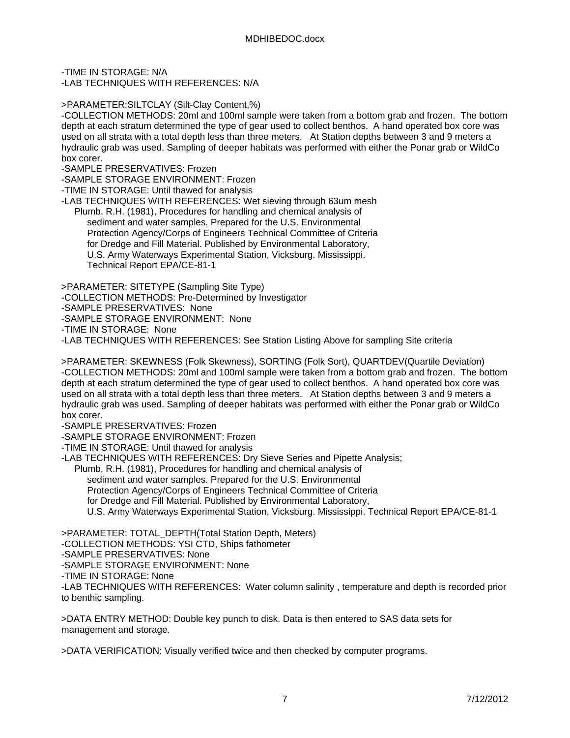-TIME IN STORAGE: N/A
-LAB TECHNIQUES WITH REFERENCES: N/A

>PARAMETER:SILTCLAY (Silt-Clay Content,%)
-COLLECTION METHODS: 20ml and 100ml sample were taken from a bottom grab and frozen. The bottom depth at each stratum determined the type of gear used to collect benthos. A hand operated box core was used on all strata with a total depth less than three meters. At Station depths between 3 and 9 meters a hydraulic grab was used. Sampling of deeper habitats was performed with either the Ponar grab or WildCo box corer.
-SAMPLE PRESERVATIVES: Frozen
-SAMPLE STORAGE ENVIRONMENT: Frozen
-TIME IN STORAGE: Until thawed for analysis
-LAB TECHNIQUES WITH REFERENCES: Wet sieving through 63um mesh
    Plumb, R.H. (1981), Procedures for handling and chemical analysis of
        sediment and water samples. Prepared for the U.S. Environmental
        Protection Agency/Corps of Engineers Technical Committee of Criteria
        for Dredge and Fill Material. Published by Environmental Laboratory,
        U.S. Army Waterways Experimental Station, Vicksburg. Mississippi.
        Technical Report EPA/CE-81-1

>PARAMETER: SITETYPE (Sampling Site Type)
-COLLECTION METHODS: Pre-Determined by Investigator
-SAMPLE PRESERVATIVES: None
-SAMPLE STORAGE ENVIRONMENT: None
-TIME IN STORAGE: None
-LAB TECHNIQUES WITH REFERENCES: See Station Listing Above for sampling Site criteria

>PARAMETER: SKEWNESS (Folk Skewness), SORTING (Folk Sort), QUARTDEV(Quartile Deviation)
-COLLECTION METHODS: 20ml and 100ml sample were taken from a bottom grab and frozen. The bottom depth at each stratum determined the type of gear used to collect benthos. A hand operated box core was used on all strata with a total depth less than three meters. At Station depths between 3 and 9 meters a hydraulic grab was used. Sampling of deeper habitats was performed with either the Ponar grab or WildCo box corer.
-SAMPLE PRESERVATIVES: Frozen
-SAMPLE STORAGE ENVIRONMENT: Frozen
-TIME IN STORAGE: Until thawed for analysis
-LAB TECHNIQUES WITH REFERENCES: Dry Sieve Series and Pipette Analysis;
    Plumb, R.H. (1981), Procedures for handling and chemical analysis of
        sediment and water samples. Prepared for the U.S. Environmental
        Protection Agency/Corps of Engineers Technical Committee of Criteria
        for Dredge and Fill Material. Published by Environmental Laboratory,
        U.S. Army Waterways Experimental Station, Vicksburg. Mississippi. Technical Report EPA/CE-81-1

>PARAMETER: TOTAL_DEPTH(Total Station Depth, Meters)
-COLLECTION METHODS: YSI CTD, Ships fathometer
-SAMPLE PRESERVATIVES: None
-SAMPLE STORAGE ENVIRONMENT: None
-TIME IN STORAGE: None
-LAB TECHNIQUES WITH REFERENCES: Water column salinity , temperature and depth is recorded prior to benthic sampling.

>DATA ENTRY METHOD: Double key punch to disk. Data is then entered to SAS data sets for management and storage.

>DATA VERIFICATION: Visually verified twice and then checked by computer programs.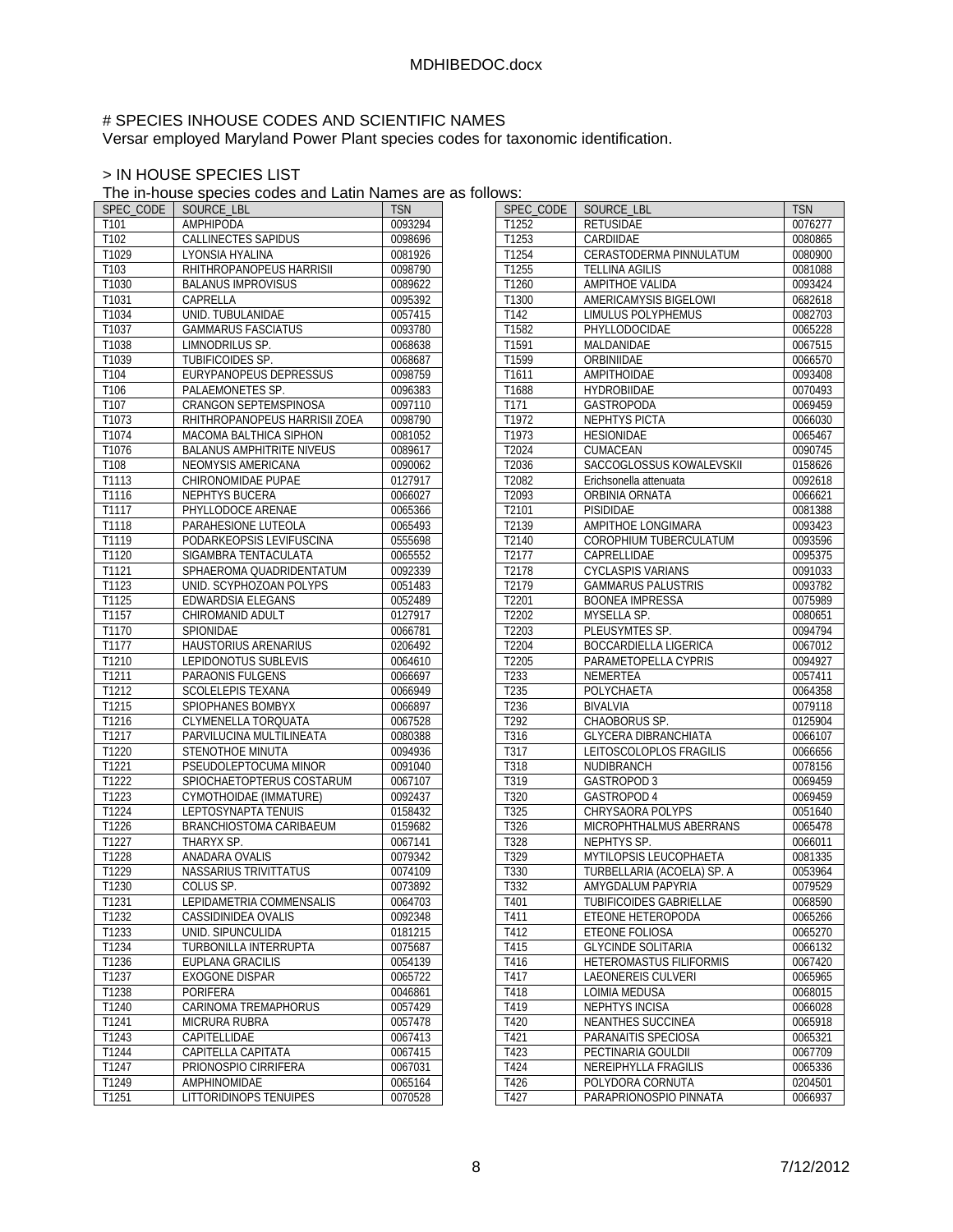# SPECIES INHOUSE CODES AND SCIENTIFIC NAMES

Versar employed Maryland Power Plant species codes for taxonomic identification.

> IN HOUSE SPECIES LIST

The in-house species codes and Latin Names are as follows:

| SPEC_CODE | SOURCE_LBL | TSN |
|---|---|---|
| T101 | AMPHIPODA | 0093294 |
| T102 | CALLINECTES SAPIDUS | 0098696 |
| T1029 | LYONSIA HYALINA | 0081926 |
| T103 | RHITHROPANOPEUS HARRISII | 0098790 |
| T1030 | BALANUS IMPROVISUS | 0089622 |
| T1031 | CAPRELLA | 0095392 |
| T1034 | UNID. TUBULANIDAE | 0057415 |
| T1037 | GAMMARUS FASCIATUS | 0093780 |
| T1038 | LIMNODRILUS SP. | 0068638 |
| T1039 | TUBIFICOIDES SP. | 0068687 |
| T104 | EURYPANOPEUS DEPRESSUS | 0098759 |
| T106 | PALAEMONETES SP. | 0096383 |
| T107 | CRANGON SEPTEMSPINOSA | 0097110 |
| T1073 | RHITHROPANOPEUS HARRISII ZOEA | 0098790 |
| T1074 | MACOMA BALTHICA SIPHON | 0081052 |
| T1076 | BALANUS AMPHITRITE NIVEUS | 0089617 |
| T108 | NEOMYSIS AMERICANA | 0090062 |
| T1113 | CHIRONOMIDAE PUPAE | 0127917 |
| T1116 | NEPHTYS BUCERA | 0066027 |
| T1117 | PHYLLODOCE ARENAE | 0065366 |
| T1118 | PARAHESIONE LUTEOLA | 0065493 |
| T1119 | PODARKEOPSIS LEVIFUSCINA | 0555698 |
| T1120 | SIGAMBRA TENTACULATA | 0065552 |
| T1121 | SPHAEROMA QUADRIDENTATUM | 0092339 |
| T1123 | UNID. SCYPHOZOAN POLYPS | 0051483 |
| T1125 | EDWARDSIA ELEGANS | 0052489 |
| T1157 | CHIROMANID ADULT | 0127917 |
| T1170 | SPIONIDAE | 0066781 |
| T1177 | HAUSTORIUS ARENARIUS | 0206492 |
| T1210 | LEPIDONOTUS SUBLEVIS | 0064610 |
| T1211 | PARAONIS FULGENS | 0066697 |
| T1212 | SCOLELEPIS TEXANA | 0066949 |
| T1215 | SPIOPHANES BOMBYX | 0066897 |
| T1216 | CLYMENELLA TORQUATA | 0067528 |
| T1217 | PARVILUCINA MULTILINEATA | 0080388 |
| T1220 | STENOTHOE MINUTA | 0094936 |
| T1221 | PSEUDOLEPTOCUMA MINOR | 0091040 |
| T1222 | SPIOCHAETOPTERUS COSTARUM | 0067107 |
| T1223 | CYMOTHOIDAE (IMMATURE) | 0092437 |
| T1224 | LEPTOSYNAPTA TENUIS | 0158432 |
| T1226 | BRANCHIOSTOMA CARIBAEUM | 0159682 |
| T1227 | THARYX SP. | 0067141 |
| T1228 | ANADARA OVALIS | 0079342 |
| T1229 | NASSARIUS TRIVITTATUS | 0074109 |
| T1230 | COLUS SP. | 0073892 |
| T1231 | LEPIDAMETRIA COMMENSALIS | 0064703 |
| T1232 | CASSIDINIDEA OVALIS | 0092348 |
| T1233 | UNID. SIPUNCULIDA | 0181215 |
| T1234 | TURBONILLA INTERRUPTA | 0075687 |
| T1236 | EUPLANA GRACILIS | 0054139 |
| T1237 | EXOGONE DISPAR | 0065722 |
| T1238 | PORIFERA | 0046861 |
| T1240 | CARINOMA TREMAPHORUS | 0057429 |
| T1241 | MICRURA RUBRA | 0057478 |
| T1243 | CAPITELLIDAE | 0067413 |
| T1244 | CAPITELLA CAPITATA | 0067415 |
| T1247 | PRIONOSPIO CIRRIFERA | 0067031 |
| T1249 | AMPHINOMIDAE | 0065164 |
| T1251 | LITTORIDINOPS TENUIPES | 0070528 |
| T1252 | RETUSIDAE | 0076277 |
| T1253 | CARDIIDAE | 0080865 |
| T1254 | CERASTODERMA PINNULATUM | 0080900 |
| T1255 | TELLINA AGILIS | 0081088 |
| T1260 | AMPITHOE VALIDA | 0093424 |
| T1300 | AMERICAMYSIS BIGELOWI | 0682618 |
| T142 | LIMULUS POLYPHEMUS | 0082703 |
| T1582 | PHYLLODOCIDAE | 0065228 |
| T1591 | MALDANIDAE | 0067515 |
| T1599 | ORBINIIDAE | 0066570 |
| T1611 | AMPITHOIDAE | 0093408 |
| T1688 | HYDROBIIDAE | 0070493 |
| T171 | GASTROPODA | 0069459 |
| T1972 | NEPHTYS PICTA | 0066030 |
| T1973 | HESIONIDAE | 0065467 |
| T2024 | CUMACEAN | 0090745 |
| T2036 | SACCOGLOSSUS KOWALEVSKII | 0158626 |
| T2082 | Erichsonella attenuata | 0092618 |
| T2093 | ORBINIA ORNATA | 0066621 |
| T2101 | PISIDIDAE | 0081388 |
| T2139 | AMPITHOE LONGIMARA | 0093423 |
| T2140 | COROPHIUM TUBERCULATUM | 0093596 |
| T2177 | CAPRELLIDAE | 0095375 |
| T2178 | CYCLASPIS VARIANS | 0091033 |
| T2179 | GAMMARUS PALUSTRIS | 0093782 |
| T2201 | BOONEA IMPRESSA | 0075989 |
| T2202 | MYSELLA SP. | 0080651 |
| T2203 | PLEUSYMTES SP. | 0094794 |
| T2204 | BOCCARDIELLA LIGERICA | 0067012 |
| T2205 | PARAMETOPELLA CYPRIS | 0094927 |
| T233 | NEMERTEA | 0057411 |
| T235 | POLYCHAETA | 0064358 |
| T236 | BIVALVIA | 0079118 |
| T292 | CHAOBORUS SP. | 0125904 |
| T316 | GLYCERA DIBRANCHIATA | 0066107 |
| T317 | LEITOSCOLOPLOS FRAGILIS | 0066656 |
| T318 | NUDIBRANCH | 0078156 |
| T319 | GASTROPOD 3 | 0069459 |
| T320 | GASTROPOD 4 | 0069459 |
| T325 | CHRYSAORA POLYPS | 0051640 |
| T326 | MICROPHTHALMUS ABERRANS | 0065478 |
| T328 | NEPHTYS SP. | 0066011 |
| T329 | MYTILOPSIS LEUCOPHAETA | 0081335 |
| T330 | TURBELLARIA (ACOELA) SP. A | 0053964 |
| T332 | AMYGDALUM PAPYRIA | 0079529 |
| T401 | TUBIFICOIDES GABRIELLAE | 0068590 |
| T411 | ETEONE HETEROPODA | 0065266 |
| T412 | ETEONE FOLIOSA | 0065270 |
| T415 | GLYCINDE SOLITARIA | 0066132 |
| T416 | HETEROMASTUS FILIFORMIS | 0067420 |
| T417 | LAEONEREIS CULVERI | 0065965 |
| T418 | LOIMIA MEDUSA | 0068015 |
| T419 | NEPHTYS INCISA | 0066028 |
| T420 | NEANTHES SUCCINEA | 0065918 |
| T421 | PARANAITIS SPECIOSA | 0065321 |
| T423 | PECTINARIA GOULDII | 0067709 |
| T424 | NEREIPHYLLA FRAGILIS | 0065336 |
| T426 | POLYDORA CORNUTA | 0204501 |
| T427 | PARAPRIONOSPIO PINNATA | 0066937 |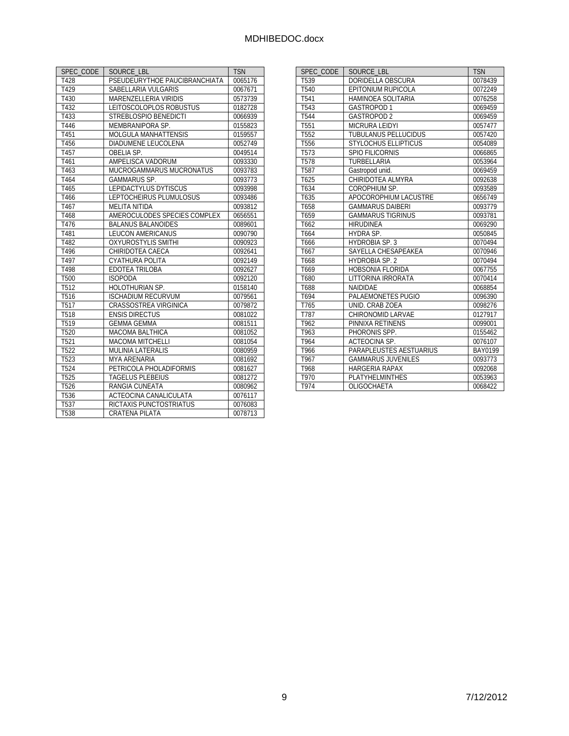| SPEC_CODE | SOURCE_LBL | TSN |
|---|---|---|
| T428 | PSEUDEURYTHOE PAUCIBRANCHIATA | 0065176 |
| T429 | SABELLARIA VULGARIS | 0067671 |
| T430 | MARENZELLERIA VIRIDIS | 0573739 |
| T432 | LEITOSCOLOPLOS ROBUSTUS | 0182728 |
| T433 | STREBLOSPIO BENEDICTI | 0066939 |
| T446 | MEMBRANIPORA SP. | 0155823 |
| T451 | MOLGULA MANHATTENSIS | 0159557 |
| T456 | DIADUMENE LEUCOLENA | 0052749 |
| T457 | OBELIA SP. | 0049514 |
| T461 | AMPELISCA VADORUM | 0093330 |
| T463 | MUCROGAMMARUS MUCRONATUS | 0093783 |
| T464 | GAMMARUS SP. | 0093773 |
| T465 | LEPIDACTYLUS DYTISCUS | 0093998 |
| T466 | LEPTOCHEIRUS PLUMULOSUS | 0093486 |
| T467 | MELITA NITIDA | 0093812 |
| T468 | AMEROCULODES SPECIES COMPLEX | 0656551 |
| T476 | BALANUS BALANOIDES | 0089601 |
| T481 | LEUCON AMERICANUS | 0090790 |
| T482 | OXYUROSTYLIS SMITHI | 0090923 |
| T496 | CHIRIDOTEA CAECA | 0092641 |
| T497 | CYATHURA POLITA | 0092149 |
| T498 | EDOTEA TRILOBA | 0092627 |
| T500 | ISOPODA | 0092120 |
| T512 | HOLOTHURIAN SP. | 0158140 |
| T516 | ISCHADIUM RECURVUM | 0079561 |
| T517 | CRASSOSTREA VIRGINICA | 0079872 |
| T518 | ENSIS DIRECTUS | 0081022 |
| T519 | GEMMA GEMMA | 0081511 |
| T520 | MACOMA BALTHICA | 0081052 |
| T521 | MACOMA MITCHELLI | 0081054 |
| T522 | MULINIA LATERALIS | 0080959 |
| T523 | MYA ARENARIA | 0081692 |
| T524 | PETRICOLA PHOLADIFORMIS | 0081627 |
| T525 | TAGELUS PLEBEIUS | 0081272 |
| T526 | RANGIA CUNEATA | 0080962 |
| T536 | ACTEOCINA CANALICULATA | 0076117 |
| T537 | RICTAXIS PUNCTOSTRIATUS | 0076083 |
| T538 | CRATENA PILATA | 0078713 |
| T539 | DORIDELLA OBSCURA | 0078439 |
| T540 | EPITONIUM RUPICOLA | 0072249 |
| T541 | HAMINOEA SOLITARIA | 0076258 |
| T543 | GASTROPOD 1 | 0069459 |
| T544 | GASTROPOD 2 | 0069459 |
| T551 | MICRURA LEIDYI | 0057477 |
| T552 | TUBULANUS PELLUCIDUS | 0057420 |
| T556 | STYLOCHUS ELLIPTICUS | 0054089 |
| T573 | SPIO FILICORNIS | 0066865 |
| T578 | TURBELLARIA | 0053964 |
| T587 | Gastropod unid. | 0069459 |
| T625 | CHIRIDOTEA ALMYRA | 0092638 |
| T634 | COROPHIUM SP. | 0093589 |
| T635 | APOCOROPHIUM LACUSTRE | 0656749 |
| T658 | GAMMARUS DAIBERI | 0093779 |
| T659 | GAMMARUS TIGRINUS | 0093781 |
| T662 | HIRUDINEA | 0069290 |
| T664 | HYDRA SP. | 0050845 |
| T666 | HYDROBIA SP. 3 | 0070494 |
| T667 | SAYELLA CHESAPEAKEA | 0070946 |
| T668 | HYDROBIA SP. 2 | 0070494 |
| T669 | HOBSONIA FLORIDA | 0067755 |
| T680 | LITTORINA IRRORATA | 0070414 |
| T688 | NAIDIDAE | 0068854 |
| T694 | PALAEMONETES PUGIO | 0096390 |
| T765 | UNID. CRAB ZOEA | 0098276 |
| T787 | CHIRONOMID LARVAE | 0127917 |
| T962 | PINNIXA RETINENS | 0099001 |
| T963 | PHORONIS SPP. | 0155462 |
| T964 | ACTEOCINA SP. | 0076107 |
| T966 | PARAPLEUSTES AESTUARIUS | BAY0199 |
| T967 | GAMMARUS JUVENILES | 0093773 |
| T968 | HARGERIA RAPAX | 0092068 |
| T970 | PLATYHELMINTHES | 0053963 |
| T974 | OLIGOCHAETA | 0068422 |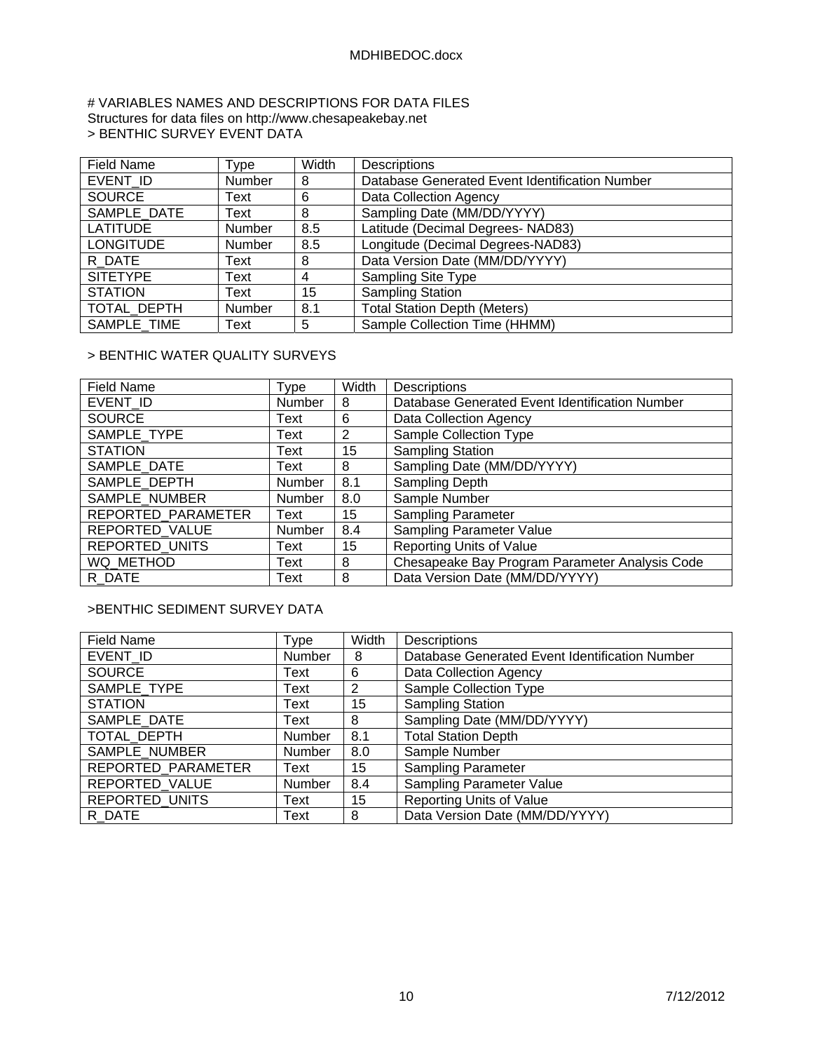# VARIABLES NAMES AND DESCRIPTIONS FOR DATA FILES

Structures for data files on http://www.chesapeakebay.net

> BENTHIC SURVEY EVENT DATA

| Field Name | Type | Width | Descriptions |
|---|---|---|---|
| EVENT_ID | Number | 8 | Database Generated Event Identification Number |
| SOURCE | Text | 6 | Data Collection Agency |
| SAMPLE_DATE | Text | 8 | Sampling Date (MM/DD/YYYY) |
| LATITUDE | Number | 8.5 | Latitude (Decimal Degrees- NAD83) |
| LONGITUDE | Number | 8.5 | Longitude (Decimal Degrees-NAD83) |
| R_DATE | Text | 8 | Data Version Date (MM/DD/YYYY) |
| SITETYPE | Text | 4 | Sampling Site Type |
| STATION | Text | 15 | Sampling Station |
| TOTAL_DEPTH | Number | 8.1 | Total Station Depth (Meters) |
| SAMPLE_TIME | Text | 5 | Sample Collection Time (HHMM) |

> BENTHIC WATER QUALITY SURVEYS

| Field Name | Type | Width | Descriptions |
|---|---|---|---|
| EVENT_ID | Number | 8 | Database Generated Event Identification Number |
| SOURCE | Text | 6 | Data Collection Agency |
| SAMPLE_TYPE | Text | 2 | Sample Collection Type |
| STATION | Text | 15 | Sampling Station |
| SAMPLE_DATE | Text | 8 | Sampling Date (MM/DD/YYYY) |
| SAMPLE_DEPTH | Number | 8.1 | Sampling Depth |
| SAMPLE_NUMBER | Number | 8.0 | Sample Number |
| REPORTED_PARAMETER | Text | 15 | Sampling Parameter |
| REPORTED_VALUE | Number | 8.4 | Sampling Parameter Value |
| REPORTED_UNITS | Text | 15 | Reporting Units of Value |
| WQ_METHOD | Text | 8 | Chesapeake Bay Program Parameter Analysis Code |
| R_DATE | Text | 8 | Data Version Date (MM/DD/YYYY) |

>BENTHIC SEDIMENT SURVEY DATA

| Field Name | Type | Width | Descriptions |
|---|---|---|---|
| EVENT_ID | Number | 8 | Database Generated Event Identification Number |
| SOURCE | Text | 6 | Data Collection Agency |
| SAMPLE_TYPE | Text | 2 | Sample Collection Type |
| STATION | Text | 15 | Sampling Station |
| SAMPLE_DATE | Text | 8 | Sampling Date (MM/DD/YYYY) |
| TOTAL_DEPTH | Number | 8.1 | Total Station Depth |
| SAMPLE_NUMBER | Number | 8.0 | Sample Number |
| REPORTED_PARAMETER | Text | 15 | Sampling Parameter |
| REPORTED_VALUE | Number | 8.4 | Sampling Parameter Value |
| REPORTED_UNITS | Text | 15 | Reporting Units of Value |
| R_DATE | Text | 8 | Data Version Date (MM/DD/YYYY) |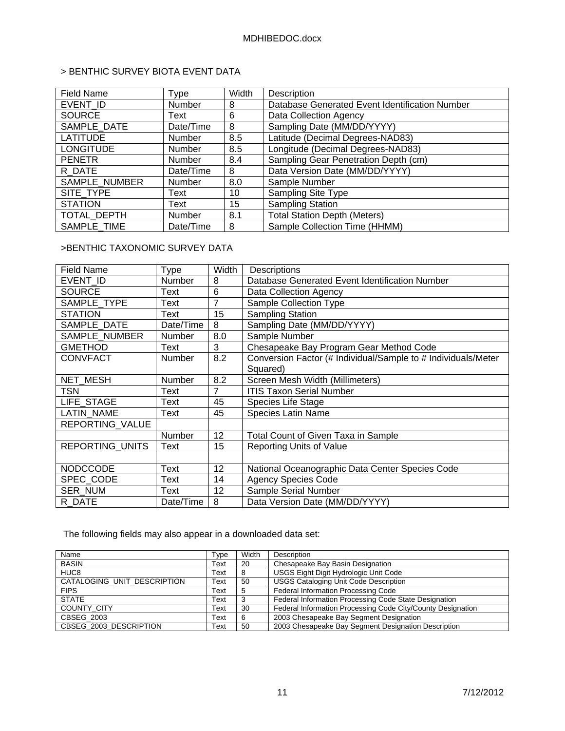> BENTHIC SURVEY BIOTA EVENT DATA

| Field Name | Type | Width | Description |
|---|---|---|---|
| EVENT_ID | Number | 8 | Database Generated Event Identification Number |
| SOURCE | Text | 6 | Data Collection Agency |
| SAMPLE_DATE | Date/Time | 8 | Sampling Date (MM/DD/YYYY) |
| LATITUDE | Number | 8.5 | Latitude (Decimal Degrees-NAD83) |
| LONGITUDE | Number | 8.5 | Longitude (Decimal Degrees-NAD83) |
| PENETR | Number | 8.4 | Sampling Gear Penetration Depth (cm) |
| R_DATE | Date/Time | 8 | Data Version Date (MM/DD/YYYY) |
| SAMPLE_NUMBER | Number | 8.0 | Sample Number |
| SITE_TYPE | Text | 10 | Sampling Site Type |
| STATION | Text | 15 | Sampling Station |
| TOTAL_DEPTH | Number | 8.1 | Total Station Depth (Meters) |
| SAMPLE_TIME | Date/Time | 8 | Sample Collection Time (HHMM) |

>BENTHIC TAXONOMIC SURVEY DATA

| Field Name | Type | Width | Descriptions |
|---|---|---|---|
| EVENT_ID | Number | 8 | Database Generated Event Identification Number |
| SOURCE | Text | 6 | Data Collection Agency |
| SAMPLE_TYPE | Text | 7 | Sample Collection Type |
| STATION | Text | 15 | Sampling Station |
| SAMPLE_DATE | Date/Time | 8 | Sampling Date (MM/DD/YYYY) |
| SAMPLE_NUMBER | Number | 8.0 | Sample Number |
| GMETHOD | Text | 3 | Chesapeake Bay Program Gear Method Code |
| CONVFACT | Number | 8.2 | Conversion Factor (# Individual/Sample to # Individuals/Meter Squared) |
| NET_MESH | Number | 8.2 | Screen Mesh Width (Millimeters) |
| TSN | Text | 7 | ITIS Taxon Serial Number |
| LIFE_STAGE | Text | 45 | Species Life Stage |
| LATIN_NAME | Text | 45 | Species Latin Name |
| REPORTING_VALUE | | | |
| | Number | 12 | Total Count of Given Taxa in Sample |
| REPORTING_UNITS | Text | 15 | Reporting Units of Value |
| | | | |
| NODCCODE | Text | 12 | National Oceanographic Data Center Species Code |
| SPEC_CODE | Text | 14 | Agency Species Code |
| SER_NUM | Text | 12 | Sample Serial Number |
| R_DATE | Date/Time | 8 | Data Version Date (MM/DD/YYYY) |

The following fields may also appear in a downloaded data set:

| Name | Type | Width | Description |
|---|---|---|---|
| BASIN | Text | 20 | Chesapeake Bay Basin Designation |
| HUC8 | Text | 8 | USGS Eight Digit Hydrologic Unit Code |
| CATALOGING_UNIT_DESCRIPTION | Text | 50 | USGS Cataloging Unit Code Description |
| FIPS | Text | 5 | Federal Information Processing Code |
| STATE | Text | 3 | Federal Information Processing Code State Designation |
| COUNTY_CITY | Text | 30 | Federal Information Processing Code City/County Designation |
| CBSEG_2003 | Text | 6 | 2003 Chesapeake Bay Segment Designation |
| CBSEG_2003_DESCRIPTION | Text | 50 | 2003 Chesapeake Bay Segment Designation Description |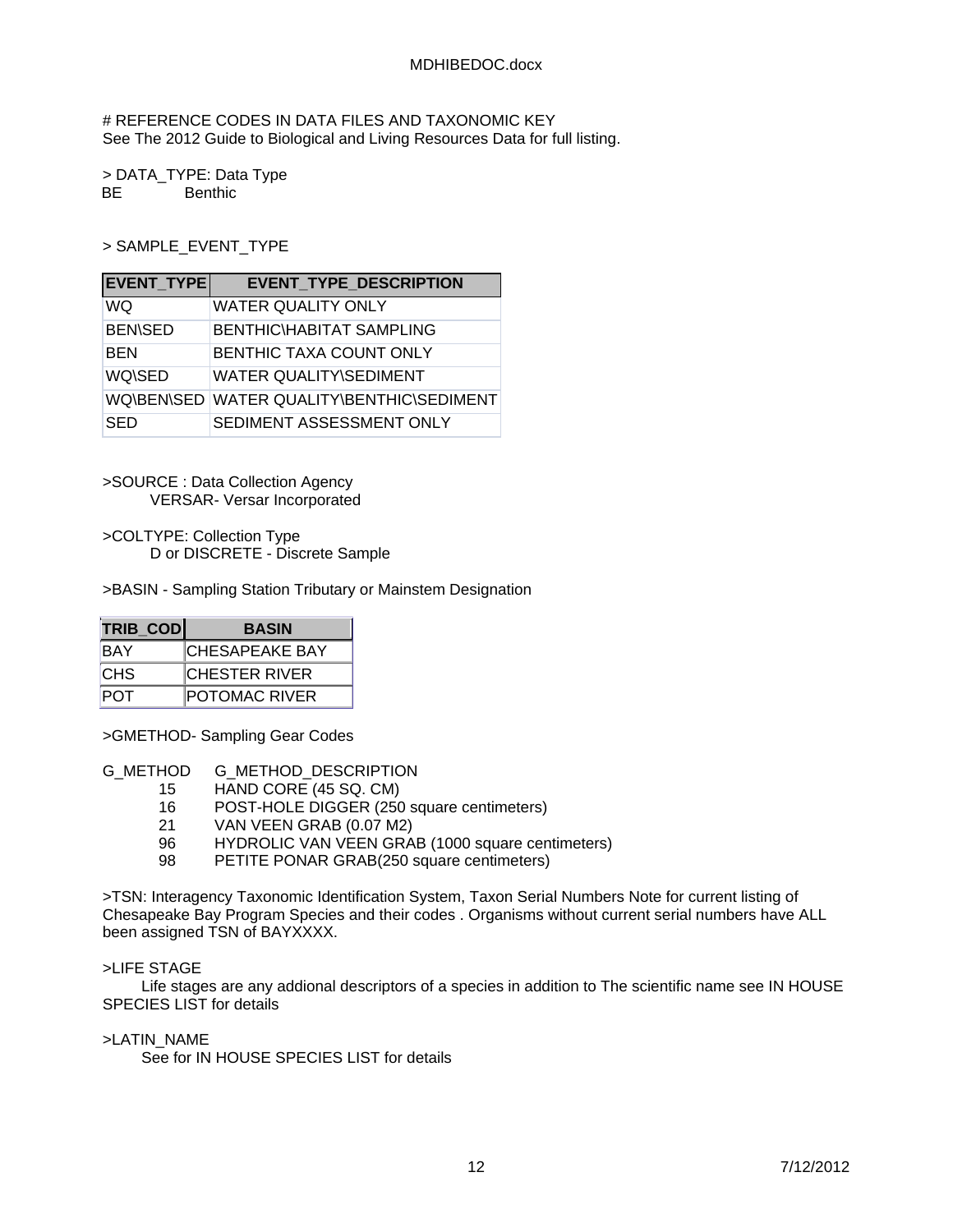# REFERENCE CODES IN DATA FILES AND TAXONOMIC KEY

See The 2012 Guide to Biological and Living Resources Data for full listing.

> DATA_TYPE: Data Type

BE Benthic

> SAMPLE_EVENT_TYPE

| EVENT_TYPE | EVENT_TYPE_DESCRIPTION |
|---|---|
| WQ | WATER QUALITY ONLY |
| BEN\SED | BENTHIC\HABITAT SAMPLING |
| BEN | BENTHIC TAXA COUNT ONLY |
| WQ\SED | WATER QUALITY\SEDIMENT |
| WQ\BEN\SED | WATER QUALITY\BENTHIC\SEDIMENT |
| SED | SEDIMENT ASSESSMENT ONLY |

>SOURCE : Data Collection Agency

VERSAR- Versar Incorporated

>COLTYPE: Collection Type

D or DISCRETE - Discrete Sample

>BASIN - Sampling Station Tributary or Mainstem Designation

| TRIB_COD | BASIN |
|---|---|
| BAY | CHESAPEAKE BAY |
| CHS | CHESTER RIVER |
| POT | POTOMAC RIVER |

>GMETHOD- Sampling Gear Codes

| G_METHOD | G_METHOD_DESCRIPTION |
|---|---|
| 15 | HAND CORE (45 SQ. CM) |
| 16 | POST-HOLE DIGGER (250 square centimeters) |
| 21 | VAN VEEN GRAB (0.07 M2) |
| 96 | HYDROLIC VAN VEEN GRAB (1000 square centimeters) |
| 98 | PETITE PONAR GRAB(250 square centimeters) |

>TSN: Interagency Taxonomic Identification System, Taxon Serial Numbers Note for current listing of Chesapeake Bay Program Species and their codes . Organisms without current serial numbers have ALL been assigned TSN of BAYXXXX.

>LIFE STAGE

Life stages are any addional descriptors of a species in addition to The scientific name see IN HOUSE SPECIES LIST for details

>LATIN_NAME

See for IN HOUSE SPECIES LIST for details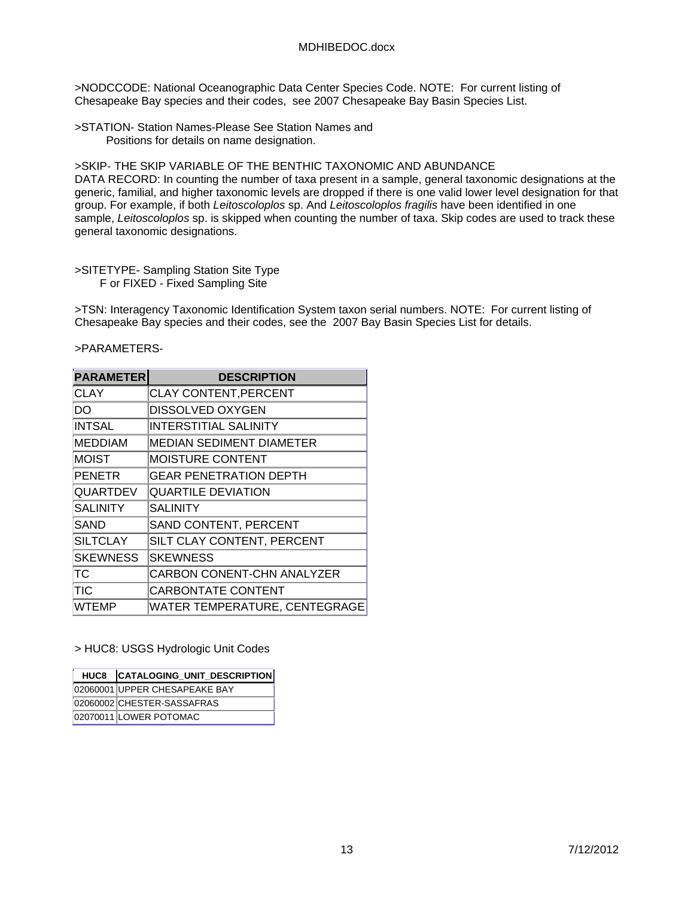>NODCCODE: National Oceanographic Data Center Species Code. NOTE: For current listing of Chesapeake Bay species and their codes, see 2007 Chesapeake Bay Basin Species List.

>STATION- Station Names-Please See Station Names and
Positions for details on name designation.

>SKIP- THE SKIP VARIABLE OF THE BENTHIC TAXONOMIC AND ABUNDANCE DATA RECORD: In counting the number of taxa present in a sample, general taxonomic designations at the generic, familial, and higher taxonomic levels are dropped if there is one valid lower level designation for that group. For example, if both *Leitoscoloplos* sp. And *Leitoscoloplos fragilis* have been identified in one sample, *Leitoscoloplos* sp. is skipped when counting the number of taxa. Skip codes are used to track these general taxonomic designations.

>SITETYPE- Sampling Station Site Type
F or FIXED - Fixed Sampling Site

>TSN: Interagency Taxonomic Identification System taxon serial numbers. NOTE: For current listing of Chesapeake Bay species and their codes, see the 2007 Bay Basin Species List for details.

>PARAMETERS-

| PARAMETER | DESCRIPTION |
|---|---|
| CLAY | CLAY CONTENT,PERCENT |
| DO | DISSOLVED OXYGEN |
| INTSAL | INTERSTITIAL SALINITY |
| MEDDIAM | MEDIAN SEDIMENT DIAMETER |
| MOIST | MOISTURE CONTENT |
| PENETR | GEAR PENETRATION DEPTH |
| QUARTDEV | QUARTILE DEVIATION |
| SALINITY | SALINITY |
| SAND | SAND CONTENT, PERCENT |
| SILTCLAY | SILT CLAY CONTENT, PERCENT |
| SKEWNESS | SKEWNESS |
| TC | CARBON CONENT-CHN ANALYZER |
| TIC | CARBONTATE CONTENT |
| WTEMP | WATER TEMPERATURE, CENTEGRAGE |

> HUC8: USGS Hydrologic Unit Codes

| HUC8 | CATALOGING_UNIT_DESCRIPTION |
|---|---|
| 02060001 | UPPER CHESAPEAKE BAY |
| 02060002 | CHESTER-SASSAFRAS |
| 02070011 | LOWER POTOMAC |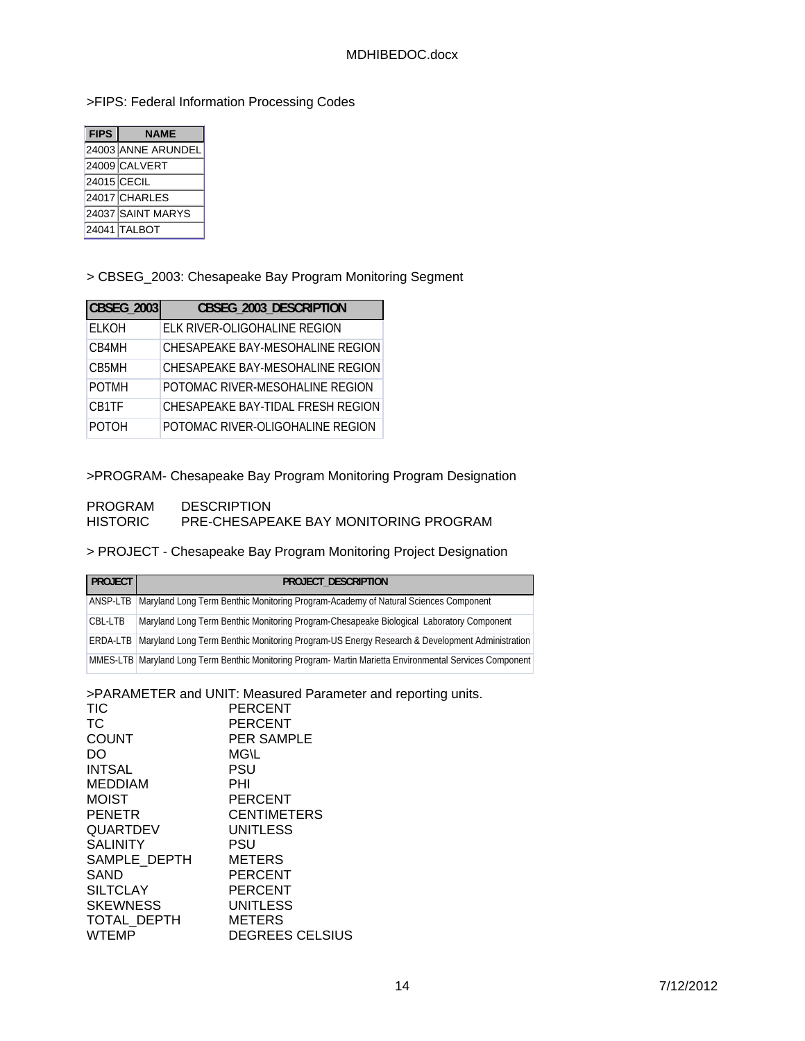>FIPS: Federal Information Processing Codes

| FIPS | NAME |
|---|---|
| 24003 | ANNE ARUNDEL |
| 24009 | CALVERT |
| 24015 | CECIL |
| 24017 | CHARLES |
| 24037 | SAINT MARYS |
| 24041 | TALBOT |

> CBSEG_2003: Chesapeake Bay Program Monitoring Segment

| CBSEG_2003 | CBSEG_2003_DESCRIPTION |
|---|---|
| ELKOH | ELK RIVER-OLIGOHALINE REGION |
| CB4MH | CHESAPEAKE BAY-MESOHALINE REGION |
| CB5MH | CHESAPEAKE BAY-MESOHALINE REGION |
| POTMH | POTOMAC RIVER-MESOHALINE REGION |
| CB1TF | CHESAPEAKE BAY-TIDAL FRESH REGION |
| POTOH | POTOMAC RIVER-OLIGOHALINE REGION |

>PROGRAM- Chesapeake Bay Program Monitoring Program Designation

| PROGRAM | DESCRIPTION |
|---|---|
| HISTORIC | PRE-CHESAPEAKE BAY MONITORING PROGRAM |

> PROJECT - Chesapeake Bay Program Monitoring Project Designation

| PROJECT | PROJECT_DESCRIPTION |
|---|---|
| ANSP-LTB | Maryland Long Term Benthic Monitoring Program-Academy of Natural Sciences Component |
| CBL-LTB | Maryland Long Term Benthic Monitoring Program-Chesapeake Biological Laboratory Component |
| ERDA-LTB | Maryland Long Term Benthic Monitoring Program-US Energy Research & Development Administration |
| MMES-LTB | Maryland Long Term Benthic Monitoring Program- Martin Marietta Environmental Services Component |

>PARAMETER and UNIT: Measured Parameter and reporting units.

| PARAMETER | UNIT |
|---|---|
| TIC | PERCENT |
| TC | PERCENT |
| COUNT | PER SAMPLE |
| DO | MG\L |
| INTSAL | PSU |
| MEDDIAM | PHI |
| MOIST | PERCENT |
| PENETR | CENTIMETERS |
| QUARTDEV | UNITLESS |
| SALINITY | PSU |
| SAMPLE_DEPTH | METERS |
| SAND | PERCENT |
| SILTCLAY | PERCENT |
| SKEWNESS | UNITLESS |
| TOTAL_DEPTH | METERS |
| WTEMP | DEGREES CELSIUS |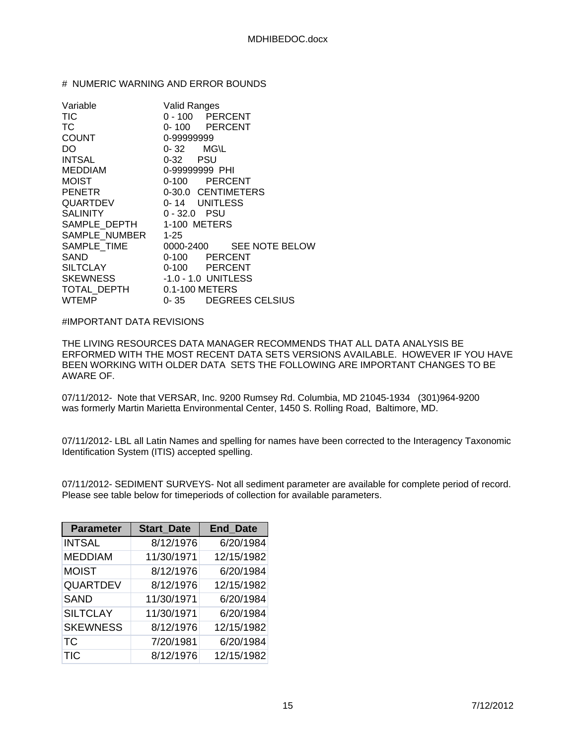# NUMERIC WARNING AND ERROR BOUNDS

| Variable | Valid Ranges |
|---|---|
| TIC | 0 - 100 PERCENT |
| TC | 0- 100 PERCENT |
| COUNT | 0-99999999 |
| DO | 0- 32 MG\L |
| INTSAL | 0-32 PSU |
| MEDDIAM | 0-99999999 PHI |
| MOIST | 0-100 PERCENT |
| PENETR | 0-30.0 CENTIMETERS |
| QUARTDEV | 0- 14 UNITLESS |
| SALINITY | 0 - 32.0 PSU |
| SAMPLE_DEPTH | 1-100 METERS |
| SAMPLE_NUMBER | 1-25 |
| SAMPLE_TIME | 0000-2400 SEE NOTE BELOW |
| SAND | 0-100 PERCENT |
| SILTCLAY | 0-100 PERCENT |
| SKEWNESS | -1.0 - 1.0 UNITLESS |
| TOTAL_DEPTH | 0.1-100 METERS |
| WTEMP | 0- 35 DEGREES CELSIUS |

#IMPORTANT DATA REVISIONS

THE LIVING RESOURCES DATA MANAGER RECOMMENDS THAT ALL DATA ANALYSIS BE ERFORMED WITH THE MOST RECENT DATA SETS VERSIONS AVAILABLE. HOWEVER IF YOU HAVE BEEN WORKING WITH OLDER DATA SETS THE FOLLOWING ARE IMPORTANT CHANGES TO BE AWARE OF.

07/11/2012- Note that VERSAR, Inc. 9200 Rumsey Rd. Columbia, MD 21045-1934 (301)964-9200 was formerly Martin Marietta Environmental Center, 1450 S. Rolling Road, Baltimore, MD.

07/11/2012- LBL all Latin Names and spelling for names have been corrected to the Interagency Taxonomic Identification System (ITIS) accepted spelling.

07/11/2012- SEDIMENT SURVEYS- Not all sediment parameter are available for complete period of record. Please see table below for timeperiods of collection for available parameters.

| Parameter | Start_Date | End_Date |
|---|---|---|
| INTSAL | 8/12/1976 | 6/20/1984 |
| MEDDIAM | 11/30/1971 | 12/15/1982 |
| MOIST | 8/12/1976 | 6/20/1984 |
| QUARTDEV | 8/12/1976 | 12/15/1982 |
| SAND | 11/30/1971 | 6/20/1984 |
| SILTCLAY | 11/30/1971 | 6/20/1984 |
| SKEWNESS | 8/12/1976 | 12/15/1982 |
| TC | 7/20/1981 | 6/20/1984 |
| TIC | 8/12/1976 | 12/15/1982 |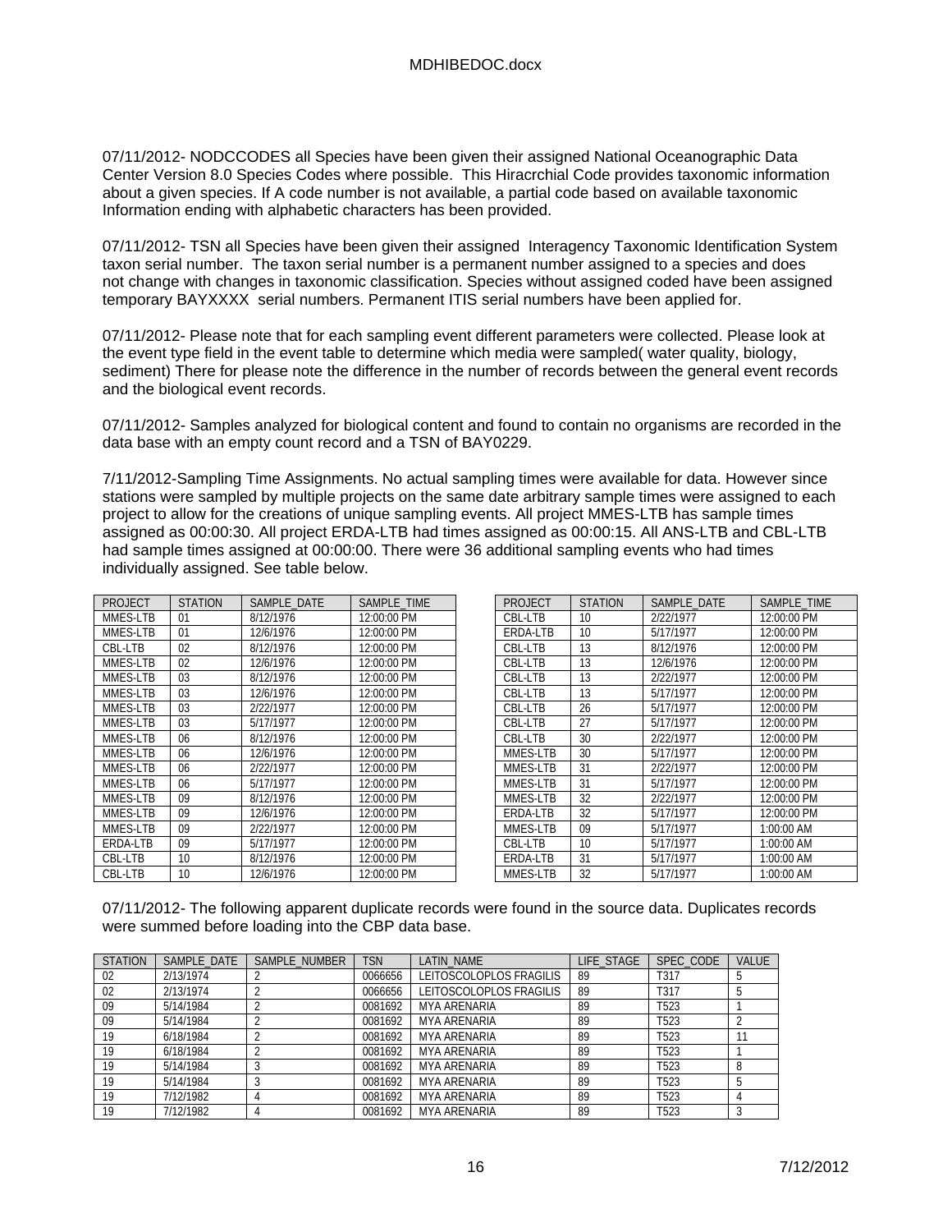07/11/2012- NODCCODES all Species have been given their assigned National Oceanographic Data Center Version 8.0 Species Codes where possible. This Hiracrchial Code provides taxonomic information about a given species. If A code number is not available, a partial code based on available taxonomic Information ending with alphabetic characters has been provided.

07/11/2012- TSN all Species have been given their assigned Interagency Taxonomic Identification System taxon serial number. The taxon serial number is a permanent number assigned to a species and does not change with changes in taxonomic classification. Species without assigned coded have been assigned temporary BAYXXXX serial numbers. Permanent ITIS serial numbers have been applied for.

07/11/2012- Please note that for each sampling event different parameters were collected. Please look at the event type field in the event table to determine which media were sampled( water quality, biology, sediment) There for please note the difference in the number of records between the general event records and the biological event records.

07/11/2012- Samples analyzed for biological content and found to contain no organisms are recorded in the data base with an empty count record and a TSN of BAY0229.

7/11/2012-Sampling Time Assignments. No actual sampling times were available for data. However since stations were sampled by multiple projects on the same date arbitrary sample times were assigned to each project to allow for the creations of unique sampling events. All project MMES-LTB has sample times assigned as 00:00:30. All project ERDA-LTB had times assigned as 00:00:15. All ANS-LTB and CBL-LTB had sample times assigned at 00:00:00. There were 36 additional sampling events who had times individually assigned. See table below.

| PROJECT | STATION | SAMPLE_DATE | SAMPLE_TIME |
|---|---|---|---|
| MMES-LTB | 01 | 8/12/1976 | 12:00:00 PM |
| MMES-LTB | 01 | 12/6/1976 | 12:00:00 PM |
| CBL-LTB | 02 | 8/12/1976 | 12:00:00 PM |
| MMES-LTB | 02 | 12/6/1976 | 12:00:00 PM |
| MMES-LTB | 03 | 8/12/1976 | 12:00:00 PM |
| MMES-LTB | 03 | 12/6/1976 | 12:00:00 PM |
| MMES-LTB | 03 | 2/22/1977 | 12:00:00 PM |
| MMES-LTB | 03 | 5/17/1977 | 12:00:00 PM |
| MMES-LTB | 06 | 8/12/1976 | 12:00:00 PM |
| MMES-LTB | 06 | 12/6/1976 | 12:00:00 PM |
| MMES-LTB | 06 | 2/22/1977 | 12:00:00 PM |
| MMES-LTB | 06 | 5/17/1977 | 12:00:00 PM |
| MMES-LTB | 09 | 8/12/1976 | 12:00:00 PM |
| MMES-LTB | 09 | 12/6/1976 | 12:00:00 PM |
| MMES-LTB | 09 | 2/22/1977 | 12:00:00 PM |
| ERDA-LTB | 09 | 5/17/1977 | 12:00:00 PM |
| CBL-LTB | 10 | 8/12/1976 | 12:00:00 PM |
| CBL-LTB | 10 | 12/6/1976 | 12:00:00 PM |
| CBL-LTB | 10 | 2/22/1977 | 12:00:00 PM |
| ERDA-LTB | 10 | 5/17/1977 | 12:00:00 PM |
| CBL-LTB | 13 | 8/12/1976 | 12:00:00 PM |
| CBL-LTB | 13 | 12/6/1976 | 12:00:00 PM |
| CBL-LTB | 13 | 2/22/1977 | 12:00:00 PM |
| CBL-LTB | 13 | 5/17/1977 | 12:00:00 PM |
| CBL-LTB | 26 | 5/17/1977 | 12:00:00 PM |
| CBL-LTB | 27 | 5/17/1977 | 12:00:00 PM |
| CBL-LTB | 30 | 2/22/1977 | 12:00:00 PM |
| MMES-LTB | 30 | 5/17/1977 | 12:00:00 PM |
| MMES-LTB | 31 | 2/22/1977 | 12:00:00 PM |
| MMES-LTB | 31 | 5/17/1977 | 12:00:00 PM |
| MMES-LTB | 32 | 2/22/1977 | 12:00:00 PM |
| ERDA-LTB | 32 | 5/17/1977 | 12:00:00 PM |
| MMES-LTB | 09 | 5/17/1977 | 1:00:00 AM |
| CBL-LTB | 10 | 5/17/1977 | 1:00:00 AM |
| ERDA-LTB | 31 | 5/17/1977 | 1:00:00 AM |
| MMES-LTB | 32 | 5/17/1977 | 1:00:00 AM |

07/11/2012- The following apparent duplicate records were found in the source data. Duplicates records were summed before loading into the CBP data base.

| STATION | SAMPLE_DATE | SAMPLE_NUMBER | TSN | LATIN_NAME | LIFE_STAGE | SPEC_CODE | VALUE |
|---|---|---|---|---|---|---|---|
| 02 | 2/13/1974 | 2 | 0066656 | LEITOSCOLOPLOS FRAGILIS | 89 | T317 | 5 |
| 02 | 2/13/1974 | 2 | 0066656 | LEITOSCOLOPLOS FRAGILIS | 89 | T317 | 5 |
| 09 | 5/14/1984 | 2 | 0081692 | MYA ARENARIA | 89 | T523 | 1 |
| 09 | 5/14/1984 | 2 | 0081692 | MYA ARENARIA | 89 | T523 | 2 |
| 19 | 6/18/1984 | 2 | 0081692 | MYA ARENARIA | 89 | T523 | 11 |
| 19 | 6/18/1984 | 2 | 0081692 | MYA ARENARIA | 89 | T523 | 1 |
| 19 | 5/14/1984 | 3 | 0081692 | MYA ARENARIA | 89 | T523 | 8 |
| 19 | 5/14/1984 | 3 | 0081692 | MYA ARENARIA | 89 | T523 | 5 |
| 19 | 7/12/1982 | 4 | 0081692 | MYA ARENARIA | 89 | T523 | 4 |
| 19 | 7/12/1982 | 4 | 0081692 | MYA ARENARIA | 89 | T523 | 3 |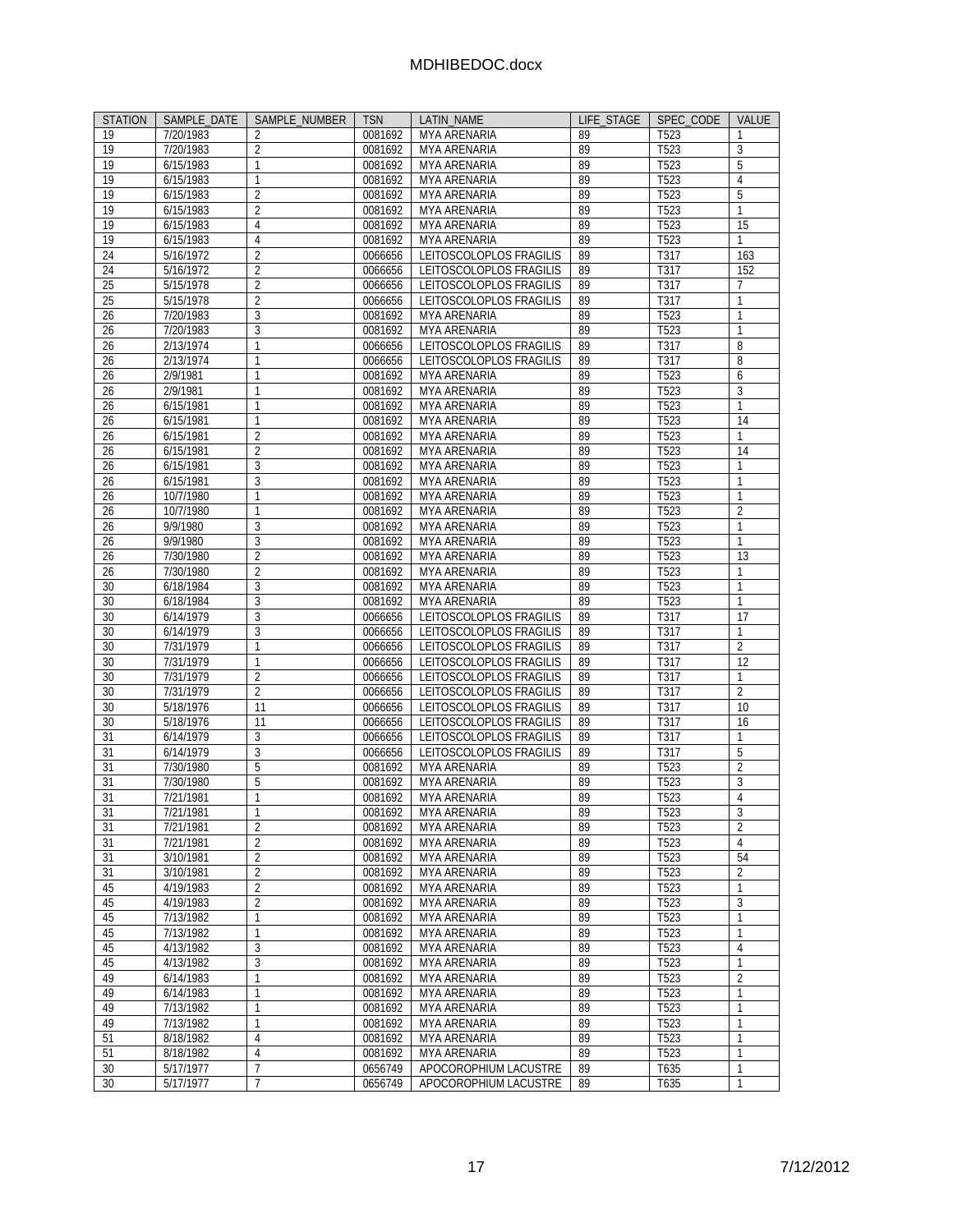| STATION | SAMPLE_DATE | SAMPLE_NUMBER | TSN | LATIN_NAME | LIFE_STAGE | SPEC_CODE | VALUE |
|---|---|---|---|---|---|---|---|
| 19 | 7/20/1983 | 2 | 0081692 | MYA ARENARIA | 89 | T523 | 1 |
| 19 | 7/20/1983 | 2 | 0081692 | MYA ARENARIA | 89 | T523 | 3 |
| 19 | 6/15/1983 | 1 | 0081692 | MYA ARENARIA | 89 | T523 | 5 |
| 19 | 6/15/1983 | 1 | 0081692 | MYA ARENARIA | 89 | T523 | 4 |
| 19 | 6/15/1983 | 2 | 0081692 | MYA ARENARIA | 89 | T523 | 5 |
| 19 | 6/15/1983 | 2 | 0081692 | MYA ARENARIA | 89 | T523 | 1 |
| 19 | 6/15/1983 | 4 | 0081692 | MYA ARENARIA | 89 | T523 | 15 |
| 19 | 6/15/1983 | 4 | 0081692 | MYA ARENARIA | 89 | T523 | 1 |
| 24 | 5/16/1972 | 2 | 0066656 | LEITOSCOLOPLOS FRAGILIS | 89 | T317 | 163 |
| 24 | 5/16/1972 | 2 | 0066656 | LEITOSCOLOPLOS FRAGILIS | 89 | T317 | 152 |
| 25 | 5/15/1978 | 2 | 0066656 | LEITOSCOLOPLOS FRAGILIS | 89 | T317 | 7 |
| 25 | 5/15/1978 | 2 | 0066656 | LEITOSCOLOPLOS FRAGILIS | 89 | T317 | 1 |
| 26 | 7/20/1983 | 3 | 0081692 | MYA ARENARIA | 89 | T523 | 1 |
| 26 | 7/20/1983 | 3 | 0081692 | MYA ARENARIA | 89 | T523 | 1 |
| 26 | 2/13/1974 | 1 | 0066656 | LEITOSCOLOPLOS FRAGILIS | 89 | T317 | 8 |
| 26 | 2/13/1974 | 1 | 0066656 | LEITOSCOLOPLOS FRAGILIS | 89 | T317 | 8 |
| 26 | 2/9/1981 | 1 | 0081692 | MYA ARENARIA | 89 | T523 | 6 |
| 26 | 2/9/1981 | 1 | 0081692 | MYA ARENARIA | 89 | T523 | 3 |
| 26 | 6/15/1981 | 1 | 0081692 | MYA ARENARIA | 89 | T523 | 1 |
| 26 | 6/15/1981 | 1 | 0081692 | MYA ARENARIA | 89 | T523 | 14 |
| 26 | 6/15/1981 | 2 | 0081692 | MYA ARENARIA | 89 | T523 | 1 |
| 26 | 6/15/1981 | 2 | 0081692 | MYA ARENARIA | 89 | T523 | 14 |
| 26 | 6/15/1981 | 3 | 0081692 | MYA ARENARIA | 89 | T523 | 1 |
| 26 | 6/15/1981 | 3 | 0081692 | MYA ARENARIA | 89 | T523 | 1 |
| 26 | 10/7/1980 | 1 | 0081692 | MYA ARENARIA | 89 | T523 | 1 |
| 26 | 10/7/1980 | 1 | 0081692 | MYA ARENARIA | 89 | T523 | 2 |
| 26 | 9/9/1980 | 3 | 0081692 | MYA ARENARIA | 89 | T523 | 1 |
| 26 | 9/9/1980 | 3 | 0081692 | MYA ARENARIA | 89 | T523 | 1 |
| 26 | 7/30/1980 | 2 | 0081692 | MYA ARENARIA | 89 | T523 | 13 |
| 26 | 7/30/1980 | 2 | 0081692 | MYA ARENARIA | 89 | T523 | 1 |
| 30 | 6/18/1984 | 3 | 0081692 | MYA ARENARIA | 89 | T523 | 1 |
| 30 | 6/18/1984 | 3 | 0081692 | MYA ARENARIA | 89 | T523 | 1 |
| 30 | 6/14/1979 | 3 | 0066656 | LEITOSCOLOPLOS FRAGILIS | 89 | T317 | 17 |
| 30 | 6/14/1979 | 3 | 0066656 | LEITOSCOLOPLOS FRAGILIS | 89 | T317 | 1 |
| 30 | 7/31/1979 | 1 | 0066656 | LEITOSCOLOPLOS FRAGILIS | 89 | T317 | 2 |
| 30 | 7/31/1979 | 1 | 0066656 | LEITOSCOLOPLOS FRAGILIS | 89 | T317 | 12 |
| 30 | 7/31/1979 | 2 | 0066656 | LEITOSCOLOPLOS FRAGILIS | 89 | T317 | 1 |
| 30 | 7/31/1979 | 2 | 0066656 | LEITOSCOLOPLOS FRAGILIS | 89 | T317 | 2 |
| 30 | 5/18/1976 | 11 | 0066656 | LEITOSCOLOPLOS FRAGILIS | 89 | T317 | 10 |
| 30 | 5/18/1976 | 11 | 0066656 | LEITOSCOLOPLOS FRAGILIS | 89 | T317 | 16 |
| 31 | 6/14/1979 | 3 | 0066656 | LEITOSCOLOPLOS FRAGILIS | 89 | T317 | 1 |
| 31 | 6/14/1979 | 3 | 0066656 | LEITOSCOLOPLOS FRAGILIS | 89 | T317 | 5 |
| 31 | 7/30/1980 | 5 | 0081692 | MYA ARENARIA | 89 | T523 | 2 |
| 31 | 7/30/1980 | 5 | 0081692 | MYA ARENARIA | 89 | T523 | 3 |
| 31 | 7/21/1981 | 1 | 0081692 | MYA ARENARIA | 89 | T523 | 4 |
| 31 | 7/21/1981 | 1 | 0081692 | MYA ARENARIA | 89 | T523 | 3 |
| 31 | 7/21/1981 | 2 | 0081692 | MYA ARENARIA | 89 | T523 | 2 |
| 31 | 7/21/1981 | 2 | 0081692 | MYA ARENARIA | 89 | T523 | 4 |
| 31 | 3/10/1981 | 2 | 0081692 | MYA ARENARIA | 89 | T523 | 54 |
| 31 | 3/10/1981 | 2 | 0081692 | MYA ARENARIA | 89 | T523 | 2 |
| 45 | 4/19/1983 | 2 | 0081692 | MYA ARENARIA | 89 | T523 | 1 |
| 45 | 4/19/1983 | 2 | 0081692 | MYA ARENARIA | 89 | T523 | 3 |
| 45 | 7/13/1982 | 1 | 0081692 | MYA ARENARIA | 89 | T523 | 1 |
| 45 | 7/13/1982 | 1 | 0081692 | MYA ARENARIA | 89 | T523 | 1 |
| 45 | 4/13/1982 | 3 | 0081692 | MYA ARENARIA | 89 | T523 | 4 |
| 45 | 4/13/1982 | 3 | 0081692 | MYA ARENARIA | 89 | T523 | 1 |
| 49 | 6/14/1983 | 1 | 0081692 | MYA ARENARIA | 89 | T523 | 2 |
| 49 | 6/14/1983 | 1 | 0081692 | MYA ARENARIA | 89 | T523 | 1 |
| 49 | 7/13/1982 | 1 | 0081692 | MYA ARENARIA | 89 | T523 | 1 |
| 49 | 7/13/1982 | 1 | 0081692 | MYA ARENARIA | 89 | T523 | 1 |
| 51 | 8/18/1982 | 4 | 0081692 | MYA ARENARIA | 89 | T523 | 1 |
| 51 | 8/18/1982 | 4 | 0081692 | MYA ARENARIA | 89 | T523 | 1 |
| 30 | 5/17/1977 | 7 | 0656749 | APOCOROPHIUM LACUSTRE | 89 | T635 | 1 |
| 30 | 5/17/1977 | 7 | 0656749 | APOCOROPHIUM LACUSTRE | 89 | T635 | 1 |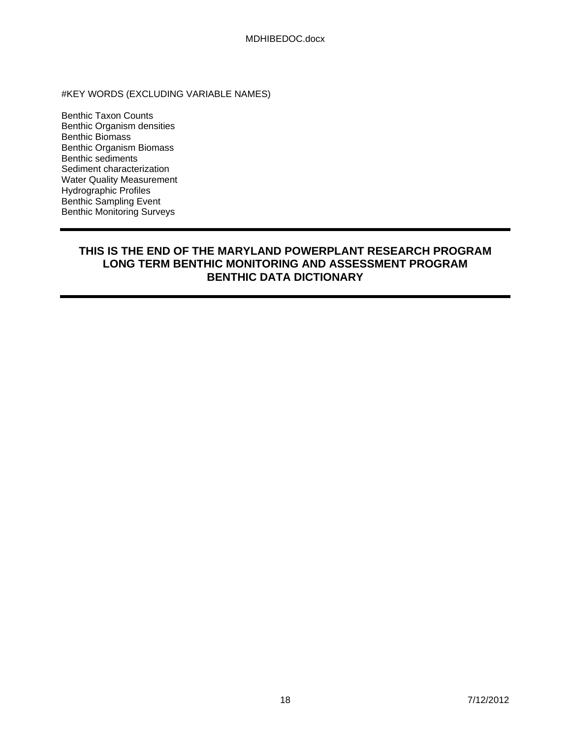#KEY WORDS (EXCLUDING VARIABLE NAMES)

Benthic Taxon Counts
Benthic Organism densities
Benthic Biomass
Benthic Organism Biomass
Benthic sediments
Sediment characterization
Water Quality Measurement
Hydrographic Profiles
Benthic Sampling Event
Benthic Monitoring Surveys

---

**THIS IS THE END OF THE MARYLAND POWERPLANT RESEARCH PROGRAM LONG TERM BENTHIC MONITORING AND ASSESSMENT PROGRAM BENTHIC DATA DICTIONARY**

---